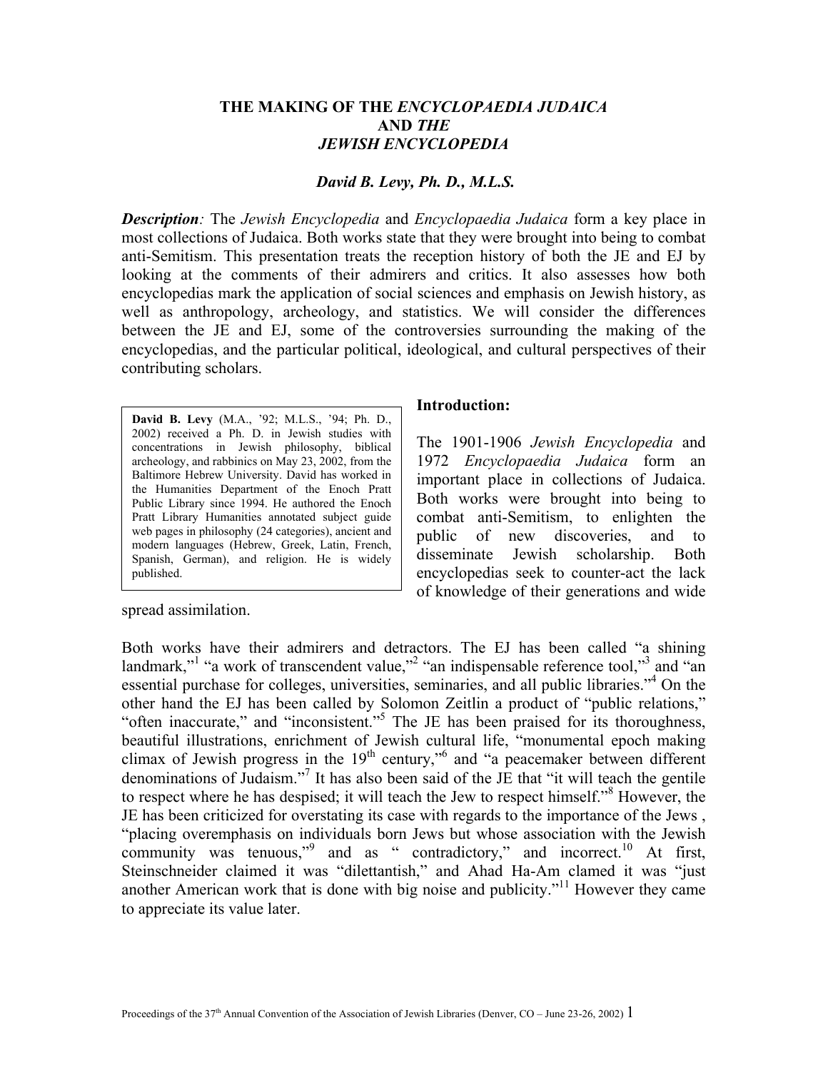# THE MAKING OF THE *ENCYCLOPAEDIA JUDAICA* AND *THE JEWISH ENCYCLOPEDIA*

### *David B. Levy, Ph. D., M.L.S.*

***Description**:* The *Jewish Encyclopedia* and *Encyclopaedia Judaica* form a key place in most collections of Judaica. Both works state that they were brought into being to combat anti-Semitism. This presentation treats the reception history of both the JE and EJ by looking at the comments of their admirers and critics. It also assesses how both encyclopedias mark the application of social sciences and emphasis on Jewish history, as well as anthropology, archeology, and statistics. We will consider the differences between the JE and EJ, some of the controversies surrounding the making of the encyclopedias, and the particular political, ideological, and cultural perspectives of their contributing scholars.

**David B. Levy** (M.A., '92; M.L.S., '94; Ph. D., 2002) received a Ph. D. in Jewish studies with concentrations in Jewish philosophy, biblical archeology, and rabbinics on May 23, 2002, from the Baltimore Hebrew University. David has worked in the Humanities Department of the Enoch Pratt Public Library since 1994. He authored the Enoch Pratt Library Humanities annotated subject guide web pages in philosophy (24 categories), ancient and modern languages (Hebrew, Greek, Latin, French, Spanish, German), and religion. He is widely published.

## Introduction:

The 1901-1906 *Jewish Encyclopedia* and 1972 *Encyclopaedia Judaica* form an important place in collections of Judaica. Both works were brought into being to combat anti-Semitism, to enlighten the public of new discoveries, and to disseminate Jewish scholarship. Both encyclopedias seek to counter-act the lack of knowledge of their generations and wide spread assimilation.

Both works have their admirers and detractors. The EJ has been called "a shining landmark,"[1] "a work of transcendent value,"[2] "an indispensable reference tool,"[3] and "an essential purchase for colleges, universities, seminaries, and all public libraries."[4] On the other hand the EJ has been called by Solomon Zeitlin a product of "public relations," "often inaccurate," and "inconsistent."[5] The JE has been praised for its thoroughness, beautiful illustrations, enrichment of Jewish cultural life, "monumental epoch making climax of Jewish progress in the 19th century,"[6] and "a peacemaker between different denominations of Judaism."[7] It has also been said of the JE that "it will teach the gentile to respect where he has despised; it will teach the Jew to respect himself."[8] However, the JE has been criticized for overstating its case with regards to the importance of the Jews , "placing overemphasis on individuals born Jews but whose association with the Jewish community was tenuous,"[9] and as " contradictory," and incorrect.[10] At first, Steinschneider claimed it was "dilettantish," and Ahad Ha-Am clamed it was "just another American work that is done with big noise and publicity."[11] However they came to appreciate its value later.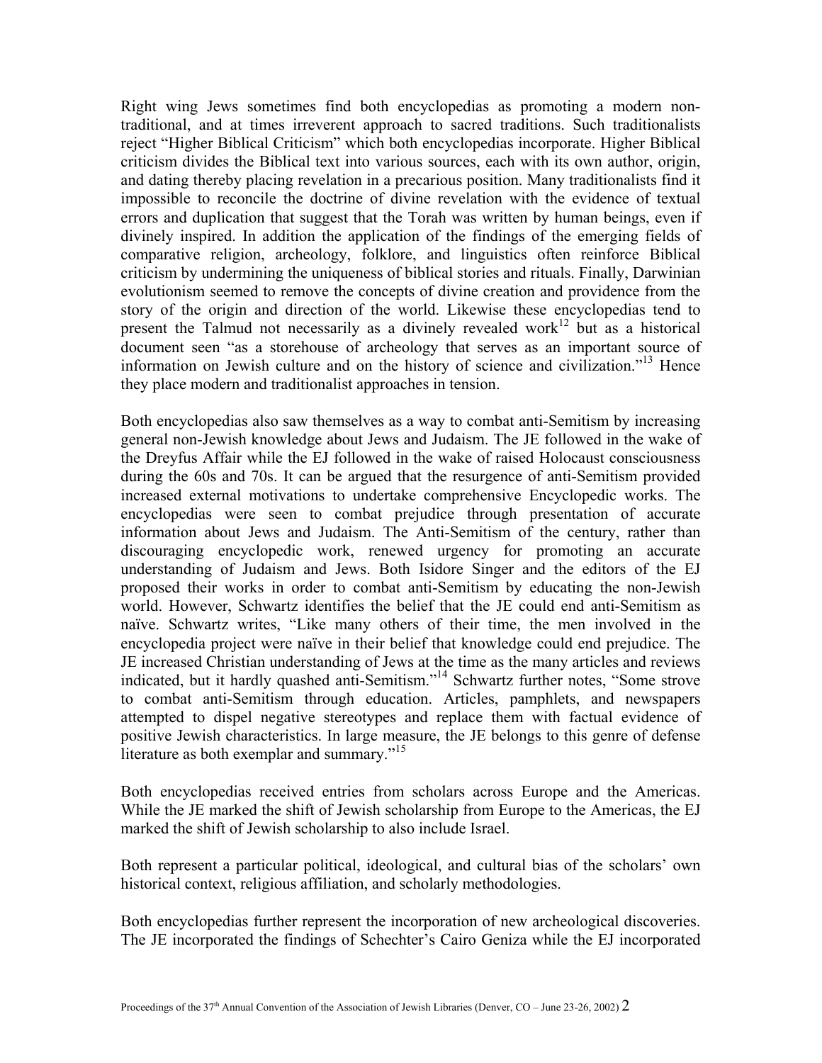Right wing Jews sometimes find both encyclopedias as promoting a modern non-traditional, and at times irreverent approach to sacred traditions. Such traditionalists reject "Higher Biblical Criticism" which both encyclopedias incorporate. Higher Biblical criticism divides the Biblical text into various sources, each with its own author, origin, and dating thereby placing revelation in a precarious position. Many traditionalists find it impossible to reconcile the doctrine of divine revelation with the evidence of textual errors and duplication that suggest that the Torah was written by human beings, even if divinely inspired. In addition the application of the findings of the emerging fields of comparative religion, archeology, folklore, and linguistics often reinforce Biblical criticism by undermining the uniqueness of biblical stories and rituals. Finally, Darwinian evolutionism seemed to remove the concepts of divine creation and providence from the story of the origin and direction of the world. Likewise these encyclopedias tend to present the Talmud not necessarily as a divinely revealed work[12] but as a historical document seen "as a storehouse of archeology that serves as an important source of information on Jewish culture and on the history of science and civilization."[13] Hence they place modern and traditionalist approaches in tension.

Both encyclopedias also saw themselves as a way to combat anti-Semitism by increasing general non-Jewish knowledge about Jews and Judaism. The JE followed in the wake of the Dreyfus Affair while the EJ followed in the wake of raised Holocaust consciousness during the 60s and 70s. It can be argued that the resurgence of anti-Semitism provided increased external motivations to undertake comprehensive Encyclopedic works. The encyclopedias were seen to combat prejudice through presentation of accurate information about Jews and Judaism. The Anti-Semitism of the century, rather than discouraging encyclopedic work, renewed urgency for promoting an accurate understanding of Judaism and Jews. Both Isidore Singer and the editors of the EJ proposed their works in order to combat anti-Semitism by educating the non-Jewish world. However, Schwartz identifies the belief that the JE could end anti-Semitism as naïve. Schwartz writes, "Like many others of their time, the men involved in the encyclopedia project were naïve in their belief that knowledge could end prejudice. The JE increased Christian understanding of Jews at the time as the many articles and reviews indicated, but it hardly quashed anti-Semitism."[14] Schwartz further notes, "Some strove to combat anti-Semitism through education. Articles, pamphlets, and newspapers attempted to dispel negative stereotypes and replace them with factual evidence of positive Jewish characteristics. In large measure, the JE belongs to this genre of defense literature as both exemplar and summary."[15]

Both encyclopedias received entries from scholars across Europe and the Americas. While the JE marked the shift of Jewish scholarship from Europe to the Americas, the EJ marked the shift of Jewish scholarship to also include Israel.

Both represent a particular political, ideological, and cultural bias of the scholars' own historical context, religious affiliation, and scholarly methodologies.

Both encyclopedias further represent the incorporation of new archeological discoveries. The JE incorporated the findings of Schechter's Cairo Geniza while the EJ incorporated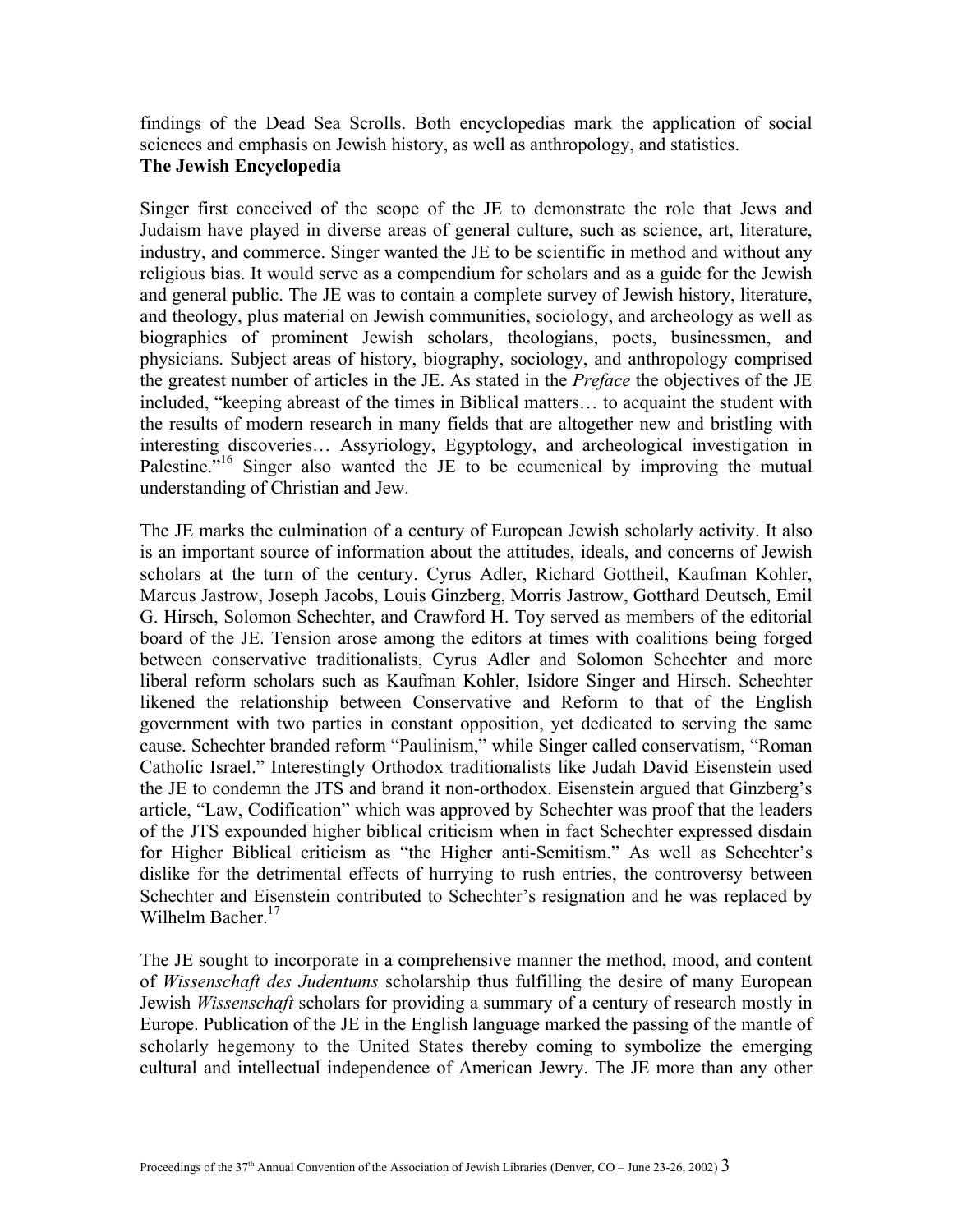findings of the Dead Sea Scrolls. Both encyclopedias mark the application of social sciences and emphasis on Jewish history, as well as anthropology, and statistics.

**The Jewish Encyclopedia**

Singer first conceived of the scope of the JE to demonstrate the role that Jews and Judaism have played in diverse areas of general culture, such as science, art, literature, industry, and commerce. Singer wanted the JE to be scientific in method and without any religious bias. It would serve as a compendium for scholars and as a guide for the Jewish and general public. The JE was to contain a complete survey of Jewish history, literature, and theology, plus material on Jewish communities, sociology, and archeology as well as biographies of prominent Jewish scholars, theologians, poets, businessmen, and physicians. Subject areas of history, biography, sociology, and anthropology comprised the greatest number of articles in the JE. As stated in the *Preface* the objectives of the JE included, "keeping abreast of the times in Biblical matters… to acquaint the student with the results of modern research in many fields that are altogether new and bristling with interesting discoveries… Assyriology, Egyptology, and archeological investigation in Palestine."[16] Singer also wanted the JE to be ecumenical by improving the mutual understanding of Christian and Jew.

The JE marks the culmination of a century of European Jewish scholarly activity. It also is an important source of information about the attitudes, ideals, and concerns of Jewish scholars at the turn of the century. Cyrus Adler, Richard Gottheil, Kaufman Kohler, Marcus Jastrow, Joseph Jacobs, Louis Ginzberg, Morris Jastrow, Gotthard Deutsch, Emil G. Hirsch, Solomon Schechter, and Crawford H. Toy served as members of the editorial board of the JE. Tension arose among the editors at times with coalitions being forged between conservative traditionalists, Cyrus Adler and Solomon Schechter and more liberal reform scholars such as Kaufman Kohler, Isidore Singer and Hirsch. Schechter likened the relationship between Conservative and Reform to that of the English government with two parties in constant opposition, yet dedicated to serving the same cause. Schechter branded reform "Paulinism," while Singer called conservatism, "Roman Catholic Israel." Interestingly Orthodox traditionalists like Judah David Eisenstein used the JE to condemn the JTS and brand it non-orthodox. Eisenstein argued that Ginzberg's article, "Law, Codification" which was approved by Schechter was proof that the leaders of the JTS expounded higher biblical criticism when in fact Schechter expressed disdain for Higher Biblical criticism as "the Higher anti-Semitism." As well as Schechter's dislike for the detrimental effects of hurrying to rush entries, the controversy between Schechter and Eisenstein contributed to Schechter's resignation and he was replaced by Wilhelm Bacher.[17]

The JE sought to incorporate in a comprehensive manner the method, mood, and content of *Wissenschaft des Judentums* scholarship thus fulfilling the desire of many European Jewish *Wissenschaft* scholars for providing a summary of a century of research mostly in Europe. Publication of the JE in the English language marked the passing of the mantle of scholarly hegemony to the United States thereby coming to symbolize the emerging cultural and intellectual independence of American Jewry. The JE more than any other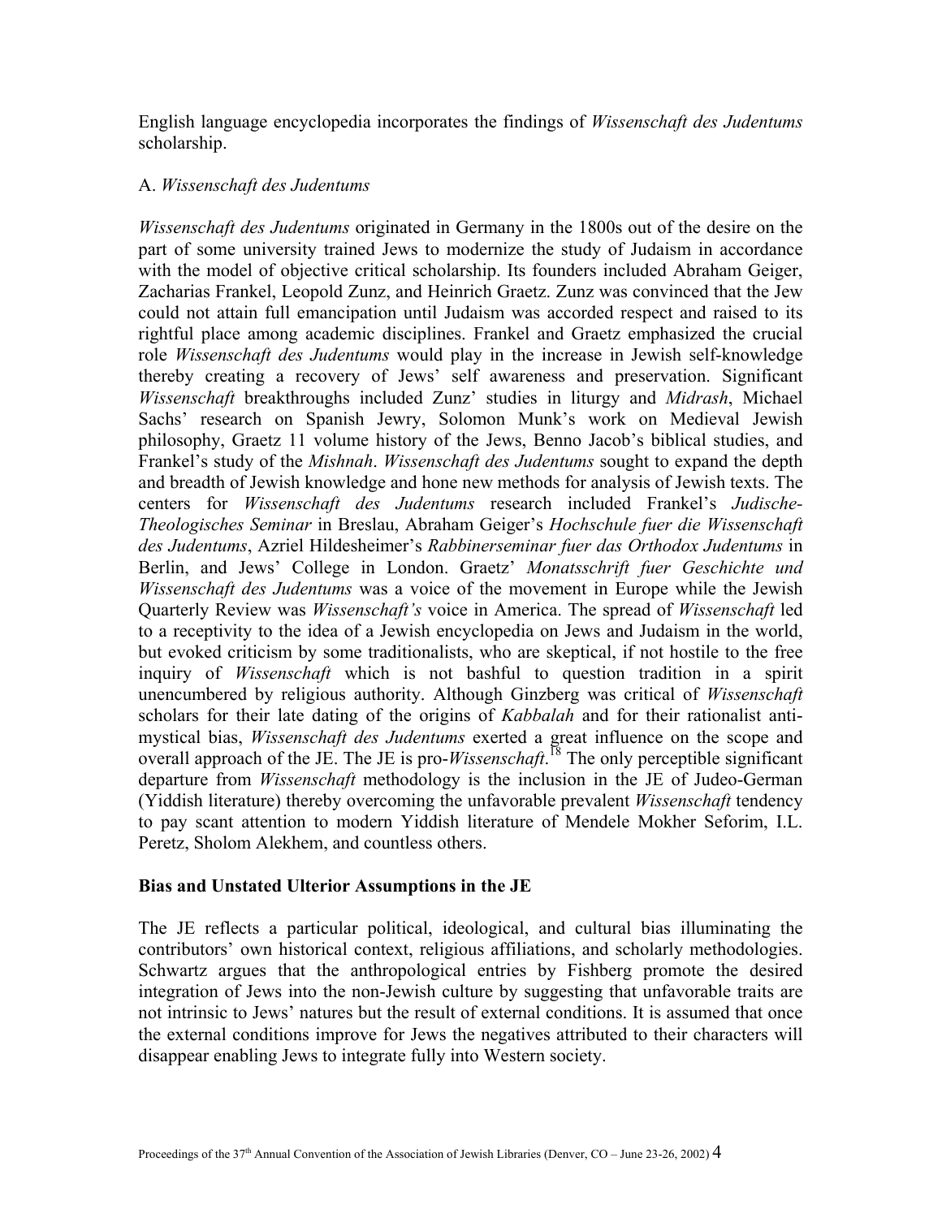English language encyclopedia incorporates the findings of *Wissenschaft des Judentums* scholarship.

A. *Wissenschaft des Judentums*

*Wissenschaft des Judentums* originated in Germany in the 1800s out of the desire on the part of some university trained Jews to modernize the study of Judaism in accordance with the model of objective critical scholarship. Its founders included Abraham Geiger, Zacharias Frankel, Leopold Zunz, and Heinrich Graetz. Zunz was convinced that the Jew could not attain full emancipation until Judaism was accorded respect and raised to its rightful place among academic disciplines. Frankel and Graetz emphasized the crucial role *Wissenschaft des Judentums* would play in the increase in Jewish self-knowledge thereby creating a recovery of Jews' self awareness and preservation. Significant *Wissenschaft* breakthroughs included Zunz' studies in liturgy and *Midrash*, Michael Sachs' research on Spanish Jewry, Solomon Munk's work on Medieval Jewish philosophy, Graetz 11 volume history of the Jews, Benno Jacob's biblical studies, and Frankel's study of the *Mishnah*. *Wissenschaft des Judentums* sought to expand the depth and breadth of Jewish knowledge and hone new methods for analysis of Jewish texts. The centers for *Wissenschaft des Judentums* research included Frankel's *Judische-Theologisches Seminar* in Breslau, Abraham Geiger's *Hochschule fuer die Wissenschaft des Judentums*, Azriel Hildesheimer's *Rabbinerseminar fuer das Orthodox Judentums* in Berlin, and Jews' College in London. Graetz' *Monatsschrift fuer Geschichte und Wissenschaft des Judentums* was a voice of the movement in Europe while the Jewish Quarterly Review was *Wissenschaft's* voice in America. The spread of *Wissenschaft* led to a receptivity to the idea of a Jewish encyclopedia on Jews and Judaism in the world, but evoked criticism by some traditionalists, who are skeptical, if not hostile to the free inquiry of *Wissenschaft* which is not bashful to question tradition in a spirit unencumbered by religious authority. Although Ginzberg was critical of *Wissenschaft* scholars for their late dating of the origins of *Kabbalah* and for their rationalist anti-mystical bias, *Wissenschaft des Judentums* exerted a great influence on the scope and overall approach of the JE. The JE is pro-*Wissenschaft*.[18] The only perceptible significant departure from *Wissenschaft* methodology is the inclusion in the JE of Judeo-German (Yiddish literature) thereby overcoming the unfavorable prevalent *Wissenschaft* tendency to pay scant attention to modern Yiddish literature of Mendele Mokher Seforim, I.L. Peretz, Sholom Alekhem, and countless others.

**Bias and Unstated Ulterior Assumptions in the JE**

The JE reflects a particular political, ideological, and cultural bias illuminating the contributors' own historical context, religious affiliations, and scholarly methodologies. Schwartz argues that the anthropological entries by Fishberg promote the desired integration of Jews into the non-Jewish culture by suggesting that unfavorable traits are not intrinsic to Jews' natures but the result of external conditions. It is assumed that once the external conditions improve for Jews the negatives attributed to their characters will disappear enabling Jews to integrate fully into Western society.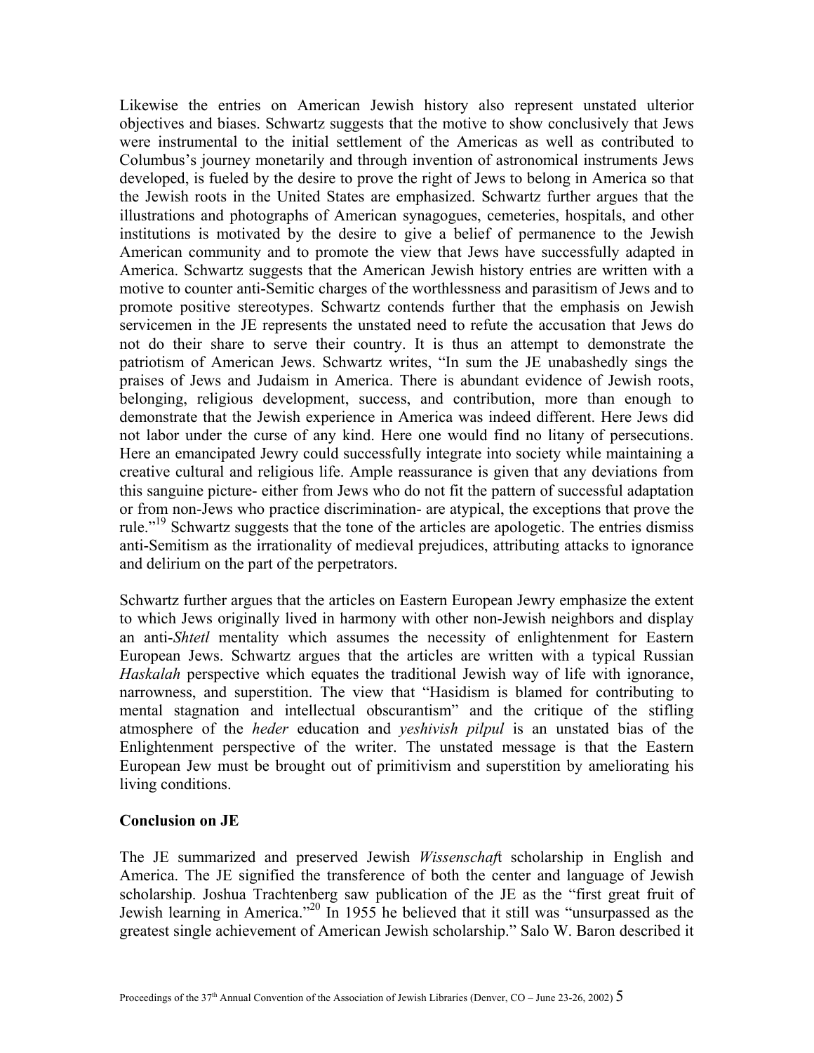Likewise the entries on American Jewish history also represent unstated ulterior objectives and biases. Schwartz suggests that the motive to show conclusively that Jews were instrumental to the initial settlement of the Americas as well as contributed to Columbus's journey monetarily and through invention of astronomical instruments Jews developed, is fueled by the desire to prove the right of Jews to belong in America so that the Jewish roots in the United States are emphasized. Schwartz further argues that the illustrations and photographs of American synagogues, cemeteries, hospitals, and other institutions is motivated by the desire to give a belief of permanence to the Jewish American community and to promote the view that Jews have successfully adapted in America. Schwartz suggests that the American Jewish history entries are written with a motive to counter anti-Semitic charges of the worthlessness and parasitism of Jews and to promote positive stereotypes. Schwartz contends further that the emphasis on Jewish servicemen in the JE represents the unstated need to refute the accusation that Jews do not do their share to serve their country. It is thus an attempt to demonstrate the patriotism of American Jews. Schwartz writes, "In sum the JE unabashedly sings the praises of Jews and Judaism in America. There is abundant evidence of Jewish roots, belonging, religious development, success, and contribution, more than enough to demonstrate that the Jewish experience in America was indeed different. Here Jews did not labor under the curse of any kind. Here one would find no litany of persecutions. Here an emancipated Jewry could successfully integrate into society while maintaining a creative cultural and religious life. Ample reassurance is given that any deviations from this sanguine picture- either from Jews who do not fit the pattern of successful adaptation or from non-Jews who practice discrimination- are atypical, the exceptions that prove the rule."[19] Schwartz suggests that the tone of the articles are apologetic. The entries dismiss anti-Semitism as the irrationality of medieval prejudices, attributing attacks to ignorance and delirium on the part of the perpetrators.

Schwartz further argues that the articles on Eastern European Jewry emphasize the extent to which Jews originally lived in harmony with other non-Jewish neighbors and display an anti-*Shtetl* mentality which assumes the necessity of enlightenment for Eastern European Jews. Schwartz argues that the articles are written with a typical Russian *Haskalah* perspective which equates the traditional Jewish way of life with ignorance, narrowness, and superstition. The view that "Hasidism is blamed for contributing to mental stagnation and intellectual obscurantism" and the critique of the stifling atmosphere of the *heder* education and *yeshivish pilpul* is an unstated bias of the Enlightenment perspective of the writer. The unstated message is that the Eastern European Jew must be brought out of primitivism and superstition by ameliorating his living conditions.

**Conclusion on JE**

The JE summarized and preserved Jewish *Wissenschaf*t scholarship in English and America. The JE signified the transference of both the center and language of Jewish scholarship. Joshua Trachtenberg saw publication of the JE as the "first great fruit of Jewish learning in America."[20] In 1955 he believed that it still was "unsurpassed as the greatest single achievement of American Jewish scholarship." Salo W. Baron described it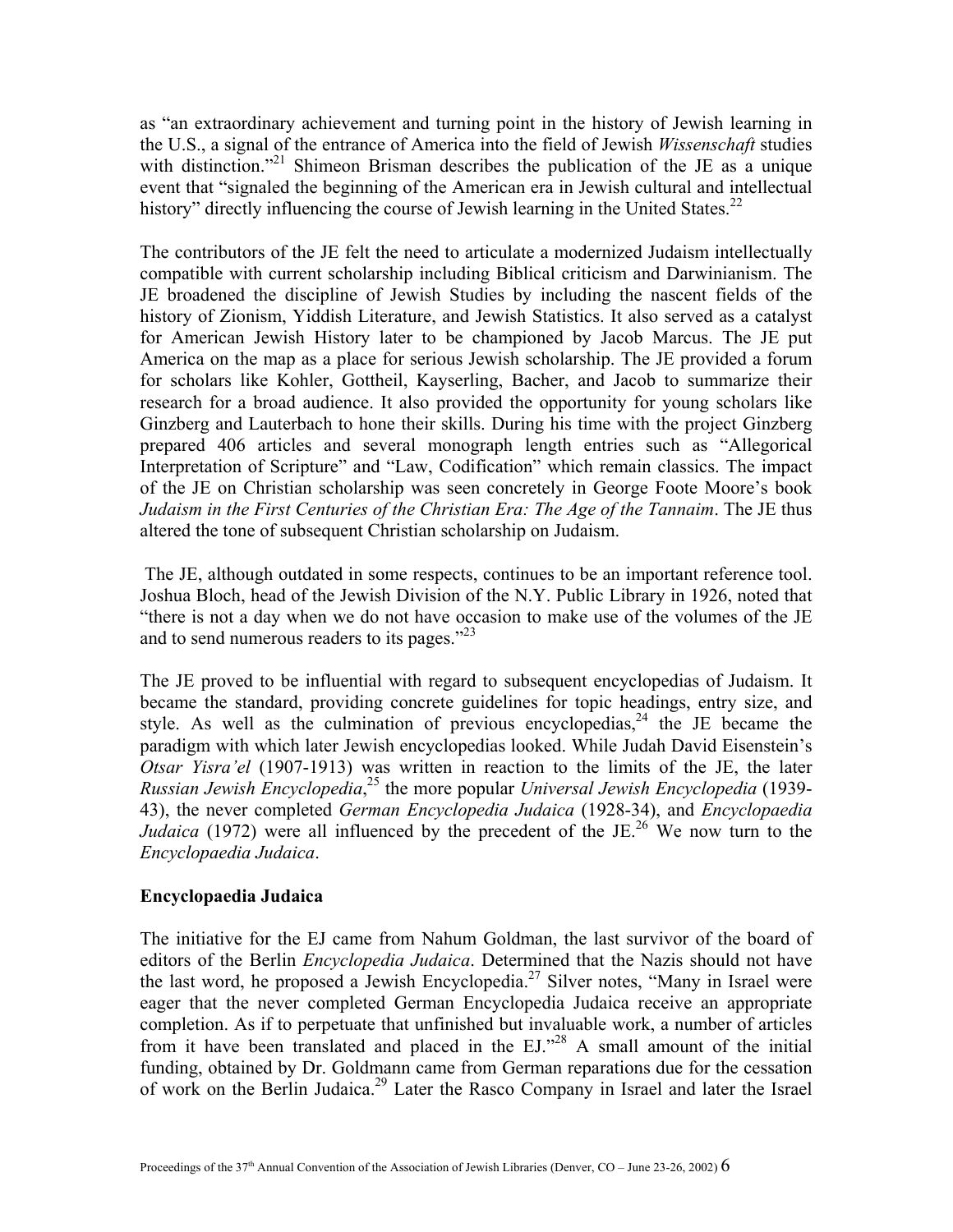as "an extraordinary achievement and turning point in the history of Jewish learning in the U.S., a signal of the entrance of America into the field of Jewish *Wissenschaft* studies with distinction."[21] Shimeon Brisman describes the publication of the JE as a unique event that "signaled the beginning of the American era in Jewish cultural and intellectual history" directly influencing the course of Jewish learning in the United States.[22]

The contributors of the JE felt the need to articulate a modernized Judaism intellectually compatible with current scholarship including Biblical criticism and Darwinianism. The JE broadened the discipline of Jewish Studies by including the nascent fields of the history of Zionism, Yiddish Literature, and Jewish Statistics. It also served as a catalyst for American Jewish History later to be championed by Jacob Marcus. The JE put America on the map as a place for serious Jewish scholarship. The JE provided a forum for scholars like Kohler, Gottheil, Kayserling, Bacher, and Jacob to summarize their research for a broad audience. It also provided the opportunity for young scholars like Ginzberg and Lauterbach to hone their skills. During his time with the project Ginzberg prepared 406 articles and several monograph length entries such as "Allegorical Interpretation of Scripture" and "Law, Codification" which remain classics. The impact of the JE on Christian scholarship was seen concretely in George Foote Moore's book *Judaism in the First Centuries of the Christian Era: The Age of the Tannaim*. The JE thus altered the tone of subsequent Christian scholarship on Judaism.

The JE, although outdated in some respects, continues to be an important reference tool. Joshua Bloch, head of the Jewish Division of the N.Y. Public Library in 1926, noted that "there is not a day when we do not have occasion to make use of the volumes of the JE and to send numerous readers to its pages."[23]

The JE proved to be influential with regard to subsequent encyclopedias of Judaism. It became the standard, providing concrete guidelines for topic headings, entry size, and style. As well as the culmination of previous encyclopedias,[24] the JE became the paradigm with which later Jewish encyclopedias looked. While Judah David Eisenstein's *Otsar Yisra'el* (1907-1913) was written in reaction to the limits of the JE, the later *Russian Jewish Encyclopedia*,[25] the more popular *Universal Jewish Encyclopedia* (1939-43), the never completed *German Encyclopedia Judaica* (1928-34), and *Encyclopaedia Judaica* (1972) were all influenced by the precedent of the JE.[26] We now turn to the *Encyclopaedia Judaica*.

## Encyclopaedia Judaica

The initiative for the EJ came from Nahum Goldman, the last survivor of the board of editors of the Berlin *Encyclopedia Judaica*. Determined that the Nazis should not have the last word, he proposed a Jewish Encyclopedia.[27] Silver notes, "Many in Israel were eager that the never completed German Encyclopedia Judaica receive an appropriate completion. As if to perpetuate that unfinished but invaluable work, a number of articles from it have been translated and placed in the EJ."[28] A small amount of the initial funding, obtained by Dr. Goldmann came from German reparations due for the cessation of work on the Berlin Judaica.[29] Later the Rasco Company in Israel and later the Israel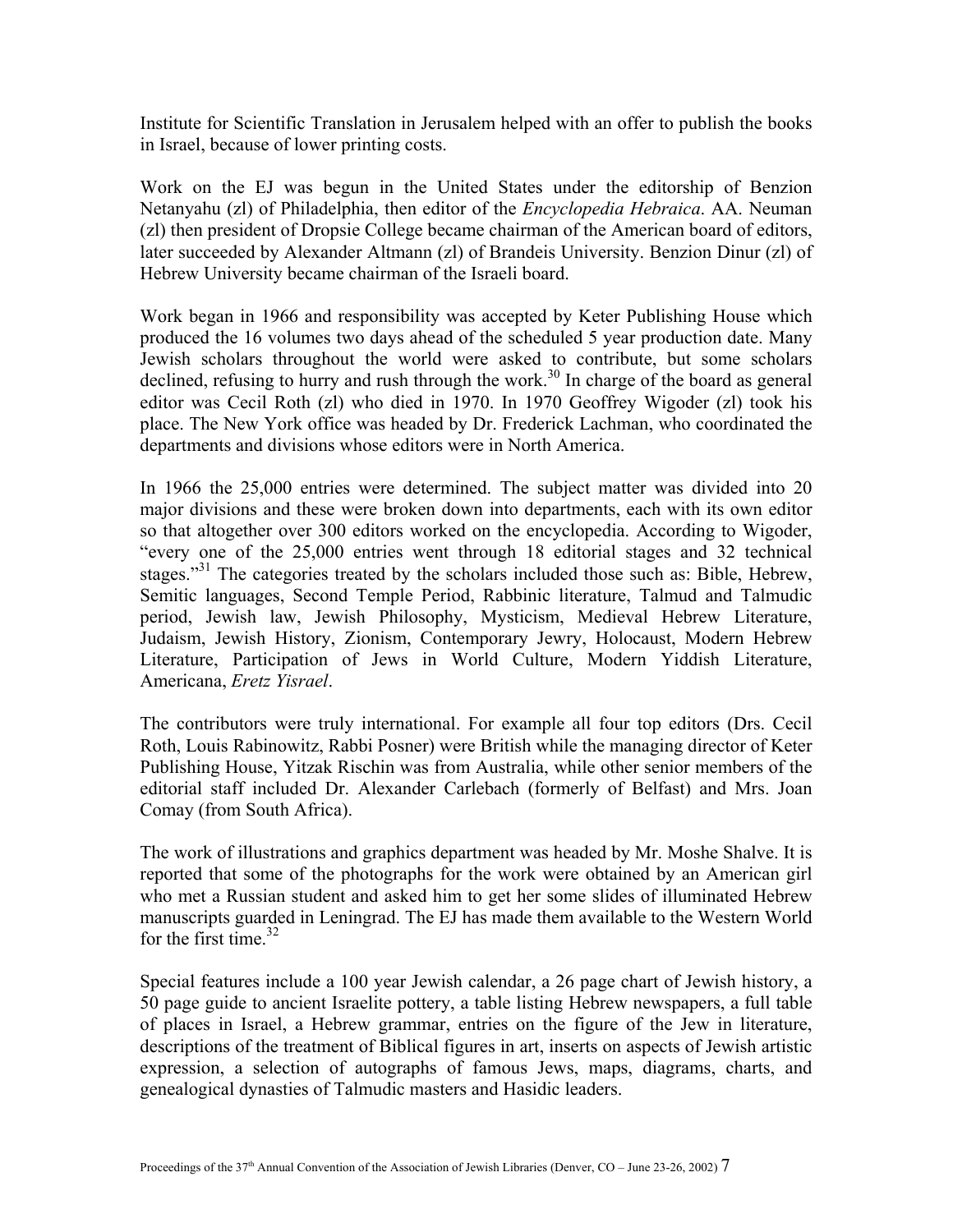Institute for Scientific Translation in Jerusalem helped with an offer to publish the books in Israel, because of lower printing costs.

Work on the EJ was begun in the United States under the editorship of Benzion Netanyahu (zl) of Philadelphia, then editor of the *Encyclopedia Hebraica*. AA. Neuman (zl) then president of Dropsie College became chairman of the American board of editors, later succeeded by Alexander Altmann (zl) of Brandeis University. Benzion Dinur (zl) of Hebrew University became chairman of the Israeli board.

Work began in 1966 and responsibility was accepted by Keter Publishing House which produced the 16 volumes two days ahead of the scheduled 5 year production date. Many Jewish scholars throughout the world were asked to contribute, but some scholars declined, refusing to hurry and rush through the work.[30] In charge of the board as general editor was Cecil Roth (zl) who died in 1970. In 1970 Geoffrey Wigoder (zl) took his place. The New York office was headed by Dr. Frederick Lachman, who coordinated the departments and divisions whose editors were in North America.

In 1966 the 25,000 entries were determined. The subject matter was divided into 20 major divisions and these were broken down into departments, each with its own editor so that altogether over 300 editors worked on the encyclopedia. According to Wigoder, "every one of the 25,000 entries went through 18 editorial stages and 32 technical stages."[31] The categories treated by the scholars included those such as: Bible, Hebrew, Semitic languages, Second Temple Period, Rabbinic literature, Talmud and Talmudic period, Jewish law, Jewish Philosophy, Mysticism, Medieval Hebrew Literature, Judaism, Jewish History, Zionism, Contemporary Jewry, Holocaust, Modern Hebrew Literature, Participation of Jews in World Culture, Modern Yiddish Literature, Americana, *Eretz Yisrael*.

The contributors were truly international. For example all four top editors (Drs. Cecil Roth, Louis Rabinowitz, Rabbi Posner) were British while the managing director of Keter Publishing House, Yitzak Rischin was from Australia, while other senior members of the editorial staff included Dr. Alexander Carlebach (formerly of Belfast) and Mrs. Joan Comay (from South Africa).

The work of illustrations and graphics department was headed by Mr. Moshe Shalve. It is reported that some of the photographs for the work were obtained by an American girl who met a Russian student and asked him to get her some slides of illuminated Hebrew manuscripts guarded in Leningrad. The EJ has made them available to the Western World for the first time.[32]

Special features include a 100 year Jewish calendar, a 26 page chart of Jewish history, a 50 page guide to ancient Israelite pottery, a table listing Hebrew newspapers, a full table of places in Israel, a Hebrew grammar, entries on the figure of the Jew in literature, descriptions of the treatment of Biblical figures in art, inserts on aspects of Jewish artistic expression, a selection of autographs of famous Jews, maps, diagrams, charts, and genealogical dynasties of Talmudic masters and Hasidic leaders.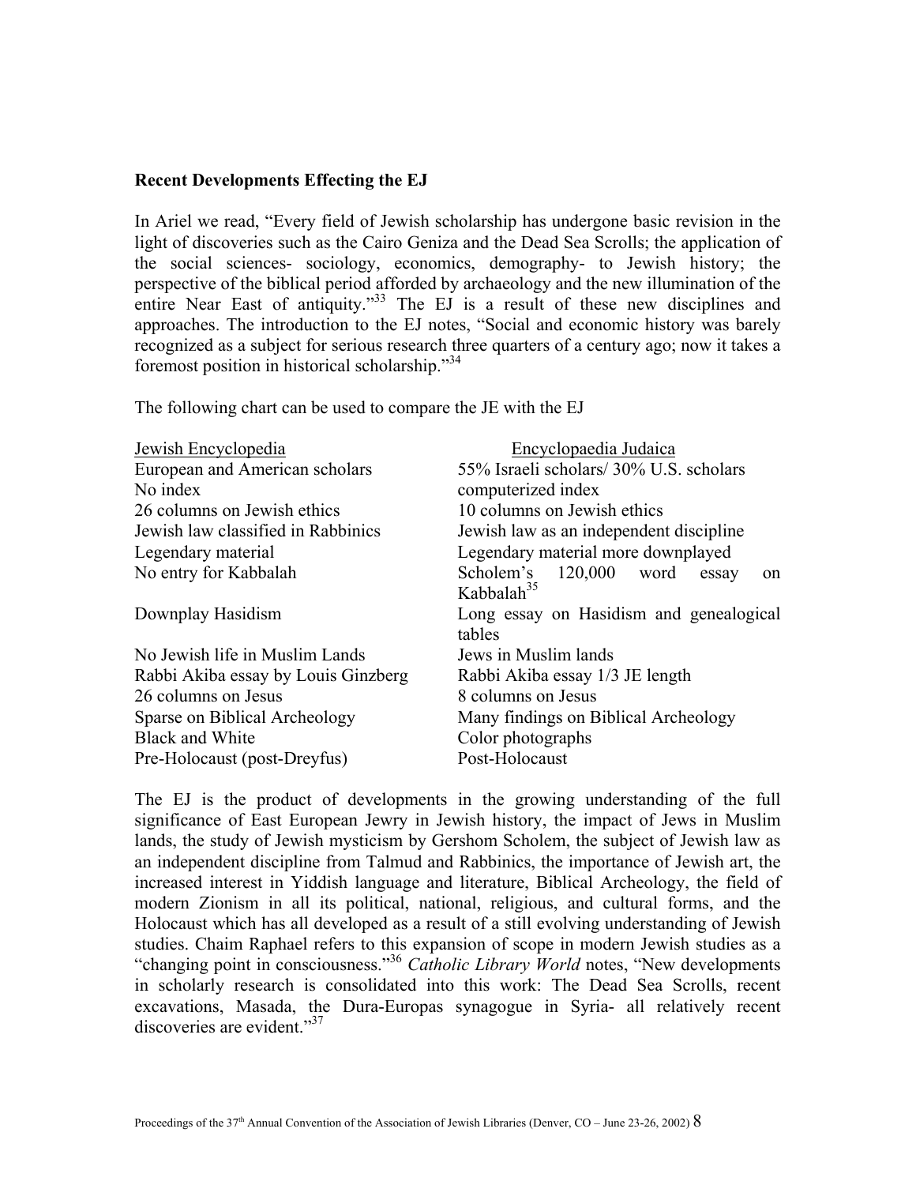**Recent Developments Effecting the EJ**

In Ariel we read, “Every field of Jewish scholarship has undergone basic revision in the light of discoveries such as the Cairo Geniza and the Dead Sea Scrolls; the application of the social sciences- sociology, economics, demography- to Jewish history; the perspective of the biblical period afforded by archaeology and the new illumination of the entire Near East of antiquity.”[33] The EJ is a result of these new disciplines and approaches. The introduction to the EJ notes, “Social and economic history was barely recognized as a subject for serious research three quarters of a century ago; now it takes a foremost position in historical scholarship.”[34]

The following chart can be used to compare the JE with the EJ

| Jewish Encyclopedia | Encyclopaedia Judaica |
|---|---|
| European and American scholars | 55% Israeli scholars/ 30% U.S. scholars |
| No index | computerized index |
| 26 columns on Jewish ethics | 10 columns on Jewish ethics |
| Jewish law classified in Rabbinics | Jewish law as an independent discipline |
| Legendary material | Legendary material more downplayed |
| No entry for Kabbalah | Scholem’s 120,000 word essay on Kabbalah[35] |
| Downplay Hasidism | Long essay on Hasidism and genealogical tables |
| No Jewish life in Muslim Lands | Jews in Muslim lands |
| Rabbi Akiba essay by Louis Ginzberg | Rabbi Akiba essay 1/3 JE length |
| 26 columns on Jesus | 8 columns on Jesus |
| Sparse on Biblical Archeology | Many findings on Biblical Archeology |
| Black and White | Color photographs |
| Pre-Holocaust (post-Dreyfus) | Post-Holocaust |

The EJ is the product of developments in the growing understanding of the full significance of East European Jewry in Jewish history, the impact of Jews in Muslim lands, the study of Jewish mysticism by Gershom Scholem, the subject of Jewish law as an independent discipline from Talmud and Rabbinics, the importance of Jewish art, the increased interest in Yiddish language and literature, Biblical Archeology, the field of modern Zionism in all its political, national, religious, and cultural forms, and the Holocaust which has all developed as a result of a still evolving understanding of Jewish studies. Chaim Raphael refers to this expansion of scope in modern Jewish studies as a “changing point in consciousness.”[36] *Catholic Library World* notes, “New developments in scholarly research is consolidated into this work: The Dead Sea Scrolls, recent excavations, Masada, the Dura-Europas synagogue in Syria- all relatively recent discoveries are evident.”[37]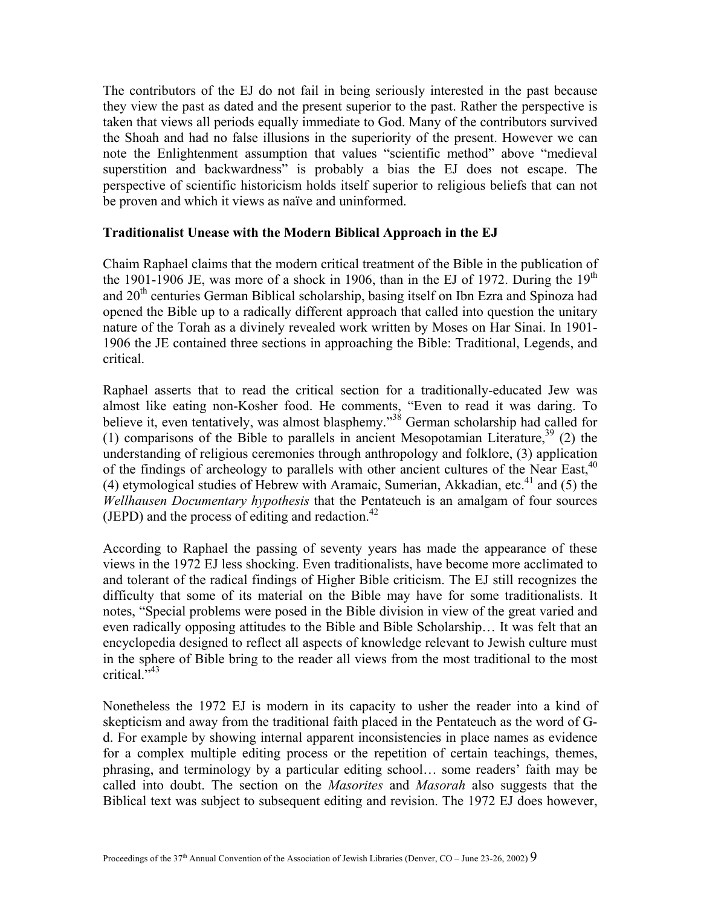The contributors of the EJ do not fail in being seriously interested in the past because they view the past as dated and the present superior to the past. Rather the perspective is taken that views all periods equally immediate to God. Many of the contributors survived the Shoah and had no false illusions in the superiority of the present. However we can note the Enlightenment assumption that values "scientific method" above "medieval superstition and backwardness" is probably a bias the EJ does not escape. The perspective of scientific historicism holds itself superior to religious beliefs that can not be proven and which it views as naïve and uninformed.

**Traditionalist Unease with the Modern Biblical Approach in the EJ**

Chaim Raphael claims that the modern critical treatment of the Bible in the publication of the 1901-1906 JE, was more of a shock in 1906, than in the EJ of 1972. During the 19th and 20th centuries German Biblical scholarship, basing itself on Ibn Ezra and Spinoza had opened the Bible up to a radically different approach that called into question the unitary nature of the Torah as a divinely revealed work written by Moses on Har Sinai. In 1901-1906 the JE contained three sections in approaching the Bible: Traditional, Legends, and critical.

Raphael asserts that to read the critical section for a traditionally-educated Jew was almost like eating non-Kosher food. He comments, "Even to read it was daring. To believe it, even tentatively, was almost blasphemy."[38] German scholarship had called for (1) comparisons of the Bible to parallels in ancient Mesopotamian Literature,[39] (2) the understanding of religious ceremonies through anthropology and folklore, (3) application of the findings of archeology to parallels with other ancient cultures of the Near East,[40] (4) etymological studies of Hebrew with Aramaic, Sumerian, Akkadian, etc.[41] and (5) the *Wellhausen Documentary hypothesis* that the Pentateuch is an amalgam of four sources (JEPD) and the process of editing and redaction.[42]

According to Raphael the passing of seventy years has made the appearance of these views in the 1972 EJ less shocking. Even traditionalists, have become more acclimated to and tolerant of the radical findings of Higher Bible criticism. The EJ still recognizes the difficulty that some of its material on the Bible may have for some traditionalists. It notes, "Special problems were posed in the Bible division in view of the great varied and even radically opposing attitudes to the Bible and Bible Scholarship… It was felt that an encyclopedia designed to reflect all aspects of knowledge relevant to Jewish culture must in the sphere of Bible bring to the reader all views from the most traditional to the most critical."[43]

Nonetheless the 1972 EJ is modern in its capacity to usher the reader into a kind of skepticism and away from the traditional faith placed in the Pentateuch as the word of G-d. For example by showing internal apparent inconsistencies in place names as evidence for a complex multiple editing process or the repetition of certain teachings, themes, phrasing, and terminology by a particular editing school… some readers' faith may be called into doubt. The section on the *Masorites* and *Masorah* also suggests that the Biblical text was subject to subsequent editing and revision. The 1972 EJ does however,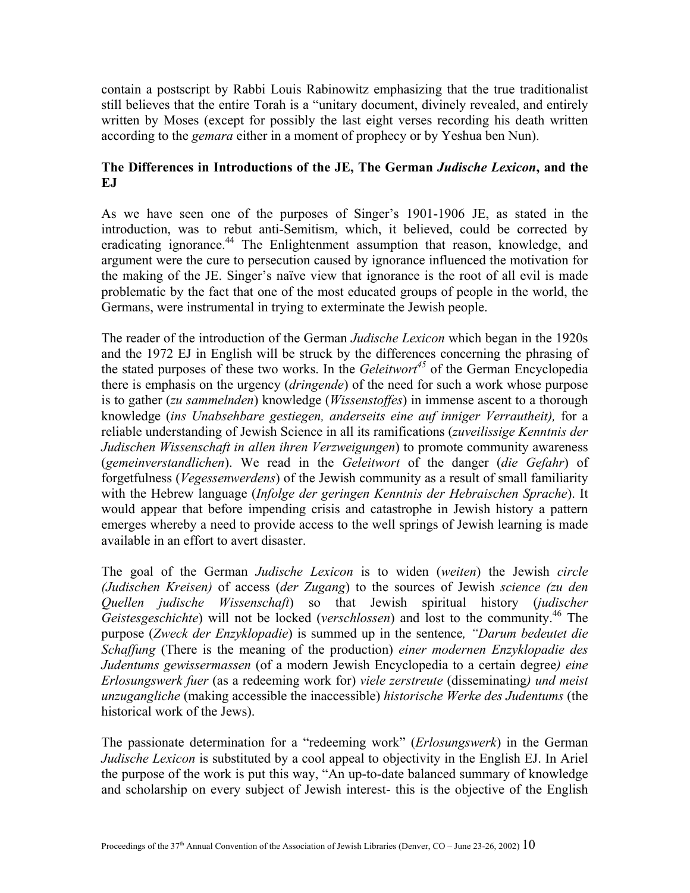contain a postscript by Rabbi Louis Rabinowitz emphasizing that the true traditionalist still believes that the entire Torah is a "unitary document, divinely revealed, and entirely written by Moses (except for possibly the last eight verses recording his death written according to the *gemara* either in a moment of prophecy or by Yeshua ben Nun).

### The Differences in Introductions of the JE, The German *Judische Lexicon*, and the EJ

As we have seen one of the purposes of Singer's 1901-1906 JE, as stated in the introduction, was to rebut anti-Semitism, which, it believed, could be corrected by eradicating ignorance.[44] The Enlightenment assumption that reason, knowledge, and argument were the cure to persecution caused by ignorance influenced the motivation for the making of the JE. Singer's naïve view that ignorance is the root of all evil is made problematic by the fact that one of the most educated groups of people in the world, the Germans, were instrumental in trying to exterminate the Jewish people.

The reader of the introduction of the German *Judische Lexicon* which began in the 1920s and the 1972 EJ in English will be struck by the differences concerning the phrasing of the stated purposes of these two works. In the *Geleitwort*[45] of the German Encyclopedia there is emphasis on the urgency (*dringende*) of the need for such a work whose purpose is to gather (*zu sammelnden*) knowledge (*Wissenstoffes*) in immense ascent to a thorough knowledge (*ins Unabsehbare gestiegen, anderseits eine auf inniger Verrautheit),* for a reliable understanding of Jewish Science in all its ramifications (*zuveilissige Kenntnis der Judischen Wissenschaft in allen ihren Verzweigungen*) to promote community awareness (*gemeinverstandlichen*). We read in the *Geleitwort* of the danger (*die Gefahr*) of forgetfulness (*Vegessenwerdens*) of the Jewish community as a result of small familiarity with the Hebrew language (*Infolge der geringen Kenntnis der Hebraischen Sprache*). It would appear that before impending crisis and catastrophe in Jewish history a pattern emerges whereby a need to provide access to the well springs of Jewish learning is made available in an effort to avert disaster.

The goal of the German *Judische Lexicon* is to widen (*weiten*) the Jewish *circle (Judischen Kreisen)* of access (*der Zugang*) to the sources of Jewish *science (zu den Quellen judische Wissenschaft*) so that Jewish spiritual history (*judischer Geistesgeschichte*) will not be locked (*verschlossen*) and lost to the community.[46] The purpose (*Zweck der Enzyklopadie*) is summed up in the sentence*, "Darum bedeutet die Schaffung* (There is the meaning of the production) *einer modernen Enzyklopadie des Judentums gewissermassen* (of a modern Jewish Encyclopedia to a certain degree*) eine Erlosungswerk fuer* (as a redeeming work for) *viele zerstreute* (disseminating*) und meist unzugangliche* (making accessible the inaccessible) *historische Werke des Judentums* (the historical work of the Jews).

The passionate determination for a "redeeming work" (*Erlosungswerk*) in the German *Judische Lexicon* is substituted by a cool appeal to objectivity in the English EJ. In Ariel the purpose of the work is put this way, "An up-to-date balanced summary of knowledge and scholarship on every subject of Jewish interest- this is the objective of the English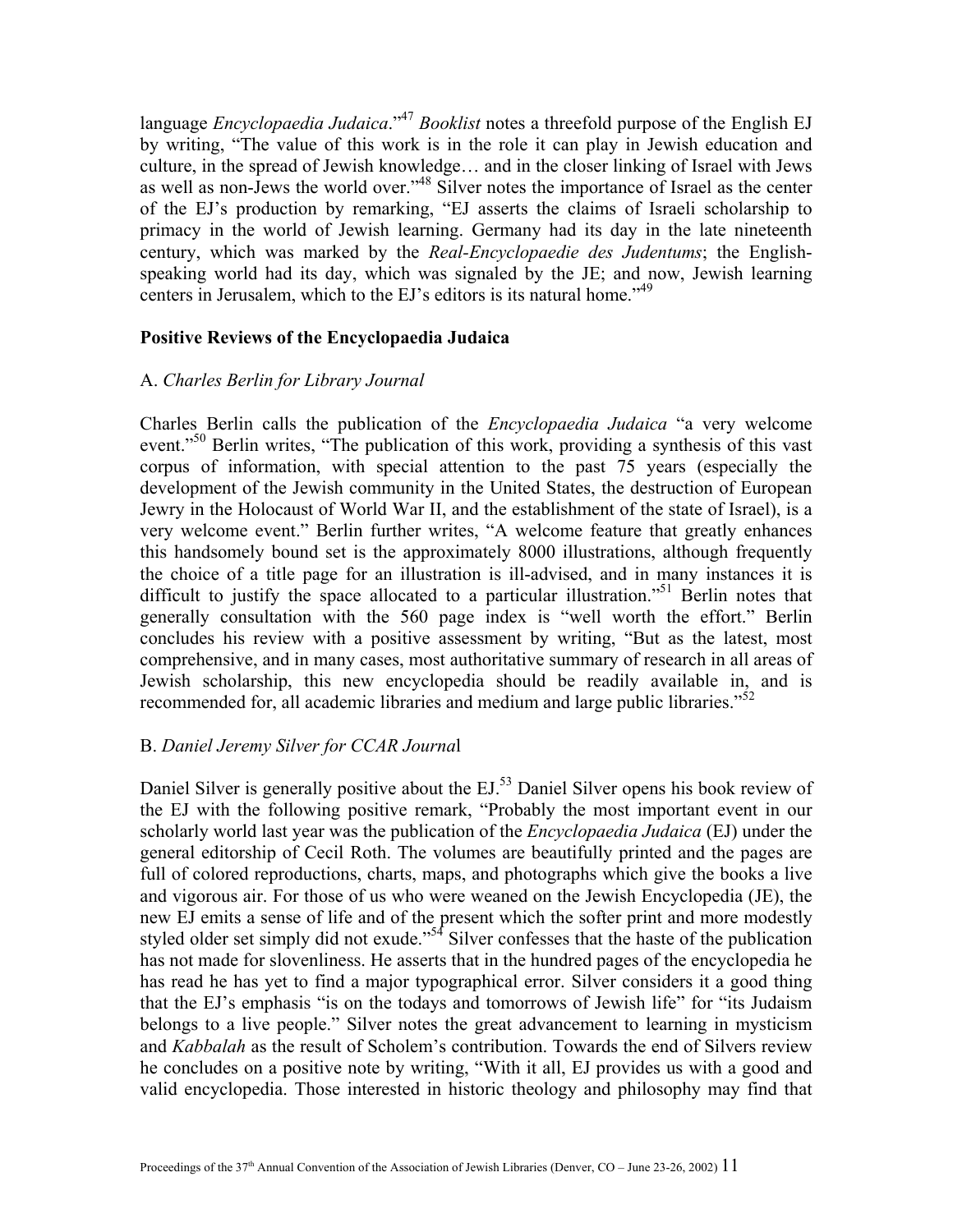language *Encyclopaedia Judaica*."[47] *Booklist* notes a threefold purpose of the English EJ by writing, "The value of this work is in the role it can play in Jewish education and culture, in the spread of Jewish knowledge… and in the closer linking of Israel with Jews as well as non-Jews the world over."[48] Silver notes the importance of Israel as the center of the EJ's production by remarking, "EJ asserts the claims of Israeli scholarship to primacy in the world of Jewish learning. Germany had its day in the late nineteenth century, which was marked by the *Real-Encyclopaedie des Judentums*; the English-speaking world had its day, which was signaled by the JE; and now, Jewish learning centers in Jerusalem, which to the EJ's editors is its natural home."[49]

**Positive Reviews of the Encyclopaedia Judaica**

A. *Charles Berlin for Library Journal*

Charles Berlin calls the publication of the *Encyclopaedia Judaica* "a very welcome event."[50] Berlin writes, "The publication of this work, providing a synthesis of this vast corpus of information, with special attention to the past 75 years (especially the development of the Jewish community in the United States, the destruction of European Jewry in the Holocaust of World War II, and the establishment of the state of Israel), is a very welcome event." Berlin further writes, "A welcome feature that greatly enhances this handsomely bound set is the approximately 8000 illustrations, although frequently the choice of a title page for an illustration is ill-advised, and in many instances it is difficult to justify the space allocated to a particular illustration."[51] Berlin notes that generally consultation with the 560 page index is "well worth the effort." Berlin concludes his review with a positive assessment by writing, "But as the latest, most comprehensive, and in many cases, most authoritative summary of research in all areas of Jewish scholarship, this new encyclopedia should be readily available in, and is recommended for, all academic libraries and medium and large public libraries."[52]

B. *Daniel Jeremy Silver for CCAR Journal*

Daniel Silver is generally positive about the EJ.[53] Daniel Silver opens his book review of the EJ with the following positive remark, "Probably the most important event in our scholarly world last year was the publication of the *Encyclopaedia Judaica* (EJ) under the general editorship of Cecil Roth. The volumes are beautifully printed and the pages are full of colored reproductions, charts, maps, and photographs which give the books a live and vigorous air. For those of us who were weaned on the Jewish Encyclopedia (JE), the new EJ emits a sense of life and of the present which the softer print and more modestly styled older set simply did not exude."[54] Silver confesses that the haste of the publication has not made for slovenliness. He asserts that in the hundred pages of the encyclopedia he has read he has yet to find a major typographical error. Silver considers it a good thing that the EJ's emphasis "is on the todays and tomorrows of Jewish life" for "its Judaism belongs to a live people." Silver notes the great advancement to learning in mysticism and *Kabbalah* as the result of Scholem's contribution. Towards the end of Silvers review he concludes on a positive note by writing, "With it all, EJ provides us with a good and valid encyclopedia. Those interested in historic theology and philosophy may find that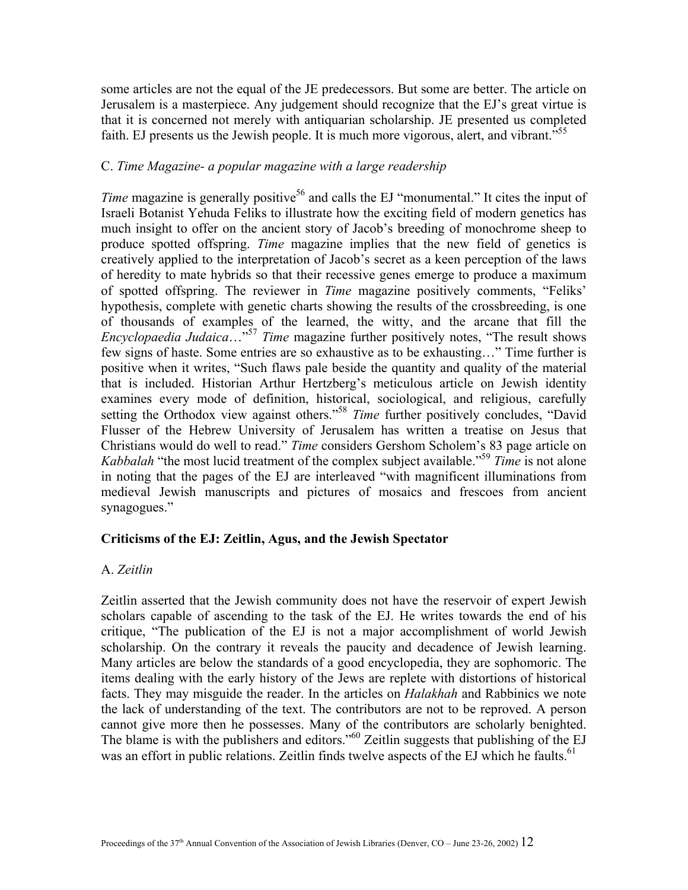some articles are not the equal of the JE predecessors. But some are better. The article on Jerusalem is a masterpiece. Any judgement should recognize that the EJ's great virtue is that it is concerned not merely with antiquarian scholarship. JE presented us completed faith. EJ presents us the Jewish people. It is much more vigorous, alert, and vibrant."[55]

C. *Time Magazine- a popular magazine with a large readership*

*Time* magazine is generally positive[56] and calls the EJ "monumental." It cites the input of Israeli Botanist Yehuda Feliks to illustrate how the exciting field of modern genetics has much insight to offer on the ancient story of Jacob's breeding of monochrome sheep to produce spotted offspring. *Time* magazine implies that the new field of genetics is creatively applied to the interpretation of Jacob's secret as a keen perception of the laws of heredity to mate hybrids so that their recessive genes emerge to produce a maximum of spotted offspring. The reviewer in *Time* magazine positively comments, "Feliks' hypothesis, complete with genetic charts showing the results of the crossbreeding, is one of thousands of examples of the learned, the witty, and the arcane that fill the *Encyclopaedia Judaica*…"[57] *Time* magazine further positively notes, "The result shows few signs of haste. Some entries are so exhaustive as to be exhausting…" Time further is positive when it writes, "Such flaws pale beside the quantity and quality of the material that is included. Historian Arthur Hertzberg's meticulous article on Jewish identity examines every mode of definition, historical, sociological, and religious, carefully setting the Orthodox view against others."[58] *Time* further positively concludes, "David Flusser of the Hebrew University of Jerusalem has written a treatise on Jesus that Christians would do well to read." *Time* considers Gershom Scholem's 83 page article on *Kabbalah* "the most lucid treatment of the complex subject available."[59] *Time* is not alone in noting that the pages of the EJ are interleaved "with magnificent illuminations from medieval Jewish manuscripts and pictures of mosaics and frescoes from ancient synagogues."

**Criticisms of the EJ: Zeitlin, Agus, and the Jewish Spectator**

A. *Zeitlin*

Zeitlin asserted that the Jewish community does not have the reservoir of expert Jewish scholars capable of ascending to the task of the EJ. He writes towards the end of his critique, "The publication of the EJ is not a major accomplishment of world Jewish scholarship. On the contrary it reveals the paucity and decadence of Jewish learning. Many articles are below the standards of a good encyclopedia, they are sophomoric. The items dealing with the early history of the Jews are replete with distortions of historical facts. They may misguide the reader. In the articles on *Halakhah* and Rabbinics we note the lack of understanding of the text. The contributors are not to be reproved. A person cannot give more then he possesses. Many of the contributors are scholarly benighted. The blame is with the publishers and editors."[60] Zeitlin suggests that publishing of the EJ was an effort in public relations. Zeitlin finds twelve aspects of the EJ which he faults.[61]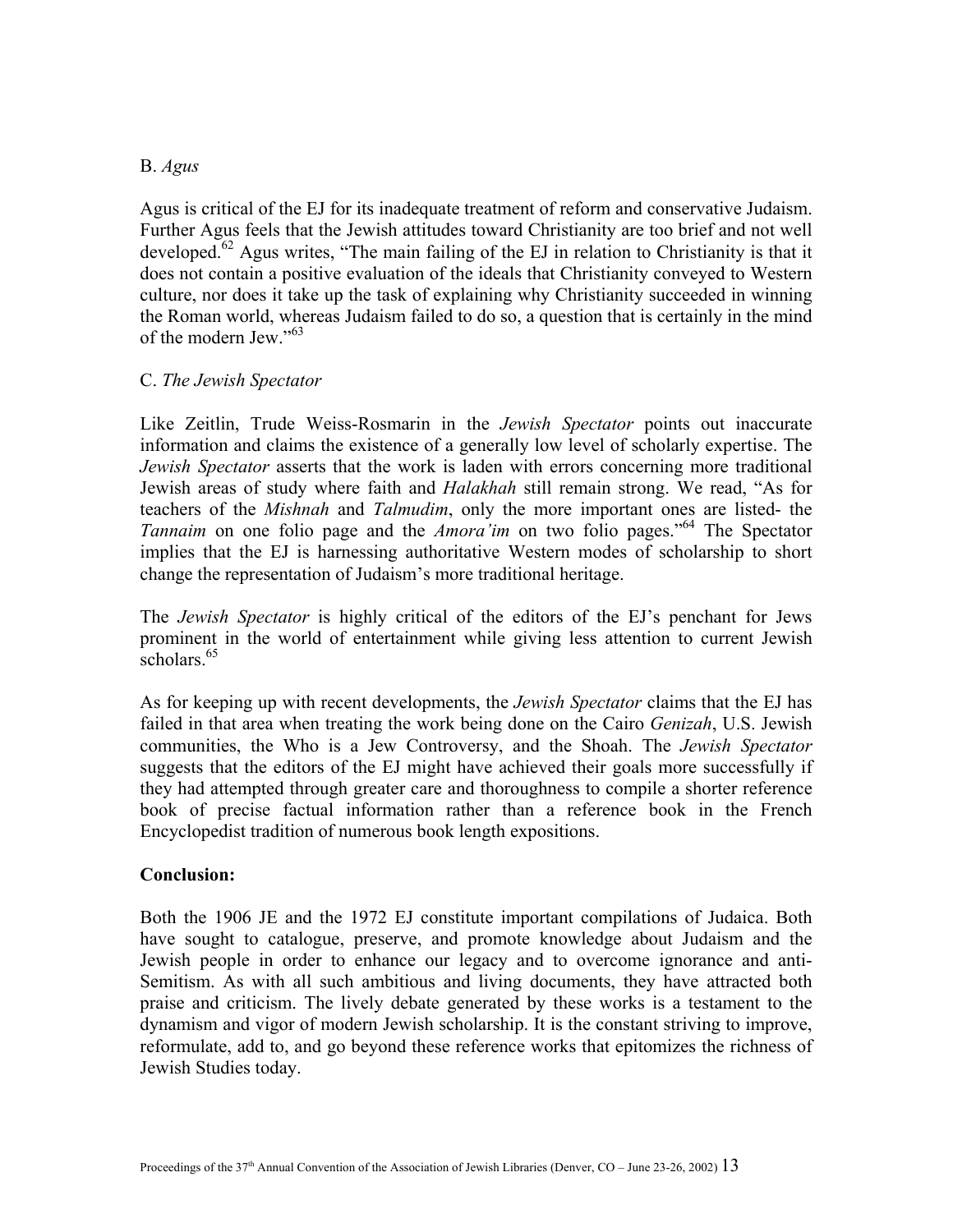B. *Agus*

Agus is critical of the EJ for its inadequate treatment of reform and conservative Judaism. Further Agus feels that the Jewish attitudes toward Christianity are too brief and not well developed.[62] Agus writes, "The main failing of the EJ in relation to Christianity is that it does not contain a positive evaluation of the ideals that Christianity conveyed to Western culture, nor does it take up the task of explaining why Christianity succeeded in winning the Roman world, whereas Judaism failed to do so, a question that is certainly in the mind of the modern Jew."[63]

C. *The Jewish Spectator*

Like Zeitlin, Trude Weiss-Rosmarin in the *Jewish Spectator* points out inaccurate information and claims the existence of a generally low level of scholarly expertise. The *Jewish Spectator* asserts that the work is laden with errors concerning more traditional Jewish areas of study where faith and *Halakhah* still remain strong. We read, "As for teachers of the *Mishnah* and *Talmudim*, only the more important ones are listed- the *Tannaim* on one folio page and the *Amora'im* on two folio pages."[64] The Spectator implies that the EJ is harnessing authoritative Western modes of scholarship to short change the representation of Judaism's more traditional heritage.

The *Jewish Spectator* is highly critical of the editors of the EJ's penchant for Jews prominent in the world of entertainment while giving less attention to current Jewish scholars.[65]

As for keeping up with recent developments, the *Jewish Spectator* claims that the EJ has failed in that area when treating the work being done on the Cairo *Genizah*, U.S. Jewish communities, the Who is a Jew Controversy, and the Shoah. The *Jewish Spectator* suggests that the editors of the EJ might have achieved their goals more successfully if they had attempted through greater care and thoroughness to compile a shorter reference book of precise factual information rather than a reference book in the French Encyclopedist tradition of numerous book length expositions.

**Conclusion:**

Both the 1906 JE and the 1972 EJ constitute important compilations of Judaica. Both have sought to catalogue, preserve, and promote knowledge about Judaism and the Jewish people in order to enhance our legacy and to overcome ignorance and anti-Semitism. As with all such ambitious and living documents, they have attracted both praise and criticism. The lively debate generated by these works is a testament to the dynamism and vigor of modern Jewish scholarship. It is the constant striving to improve, reformulate, add to, and go beyond these reference works that epitomizes the richness of Jewish Studies today.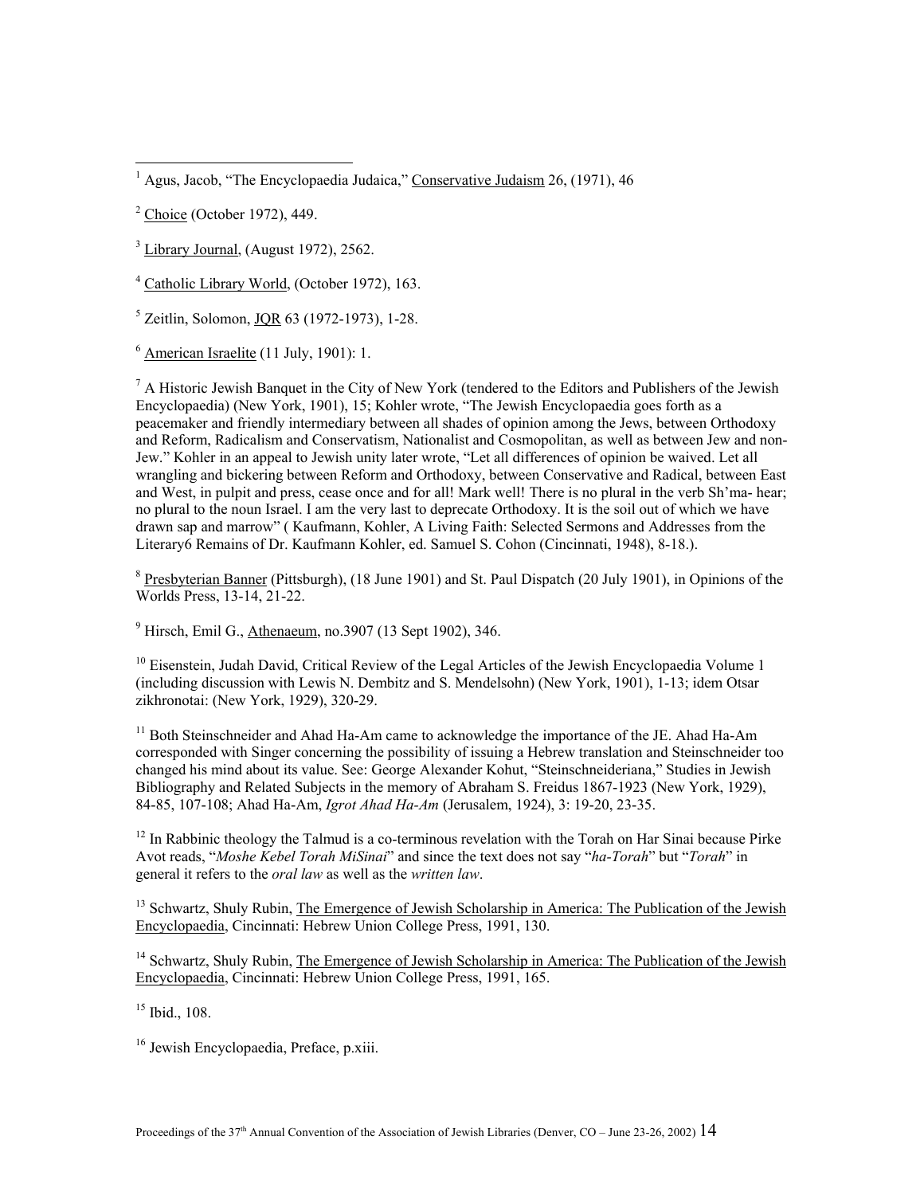[1] Agus, Jacob, "The Encyclopaedia Judaica," Conservative Judaism 26, (1971), 46

[2] Choice (October 1972), 449.

[3] Library Journal, (August 1972), 2562.

[4] Catholic Library World, (October 1972), 163.

[5] Zeitlin, Solomon, JQR 63 (1972-1973), 1-28.

[6] American Israelite (11 July, 1901): 1.

[7] A Historic Jewish Banquet in the City of New York (tendered to the Editors and Publishers of the Jewish Encyclopaedia) (New York, 1901), 15; Kohler wrote, "The Jewish Encyclopaedia goes forth as a peacemaker and friendly intermediary between all shades of opinion among the Jews, between Orthodoxy and Reform, Radicalism and Conservatism, Nationalist and Cosmopolitan, as well as between Jew and non-Jew." Kohler in an appeal to Jewish unity later wrote, "Let all differences of opinion be waived. Let all wrangling and bickering between Reform and Orthodoxy, between Conservative and Radical, between East and West, in pulpit and press, cease once and for all! Mark well! There is no plural in the verb Sh'ma- hear; no plural to the noun Israel. I am the very last to deprecate Orthodoxy. It is the soil out of which we have drawn sap and marrow" ( Kaufmann, Kohler, A Living Faith: Selected Sermons and Addresses from the Literary6 Remains of Dr. Kaufmann Kohler, ed. Samuel S. Cohon (Cincinnati, 1948), 8-18.).

[8] Presbyterian Banner (Pittsburgh), (18 June 1901) and St. Paul Dispatch (20 July 1901), in Opinions of the Worlds Press, 13-14, 21-22.

[9] Hirsch, Emil G., Athenaeum, no.3907 (13 Sept 1902), 346.

[10] Eisenstein, Judah David, Critical Review of the Legal Articles of the Jewish Encyclopaedia Volume 1 (including discussion with Lewis N. Dembitz and S. Mendelsohn) (New York, 1901), 1-13; idem Otsar zikhronotai: (New York, 1929), 320-29.

[11] Both Steinschneider and Ahad Ha-Am came to acknowledge the importance of the JE. Ahad Ha-Am corresponded with Singer concerning the possibility of issuing a Hebrew translation and Steinschneider too changed his mind about its value. See: George Alexander Kohut, "Steinschneideriana," Studies in Jewish Bibliography and Related Subjects in the memory of Abraham S. Freidus 1867-1923 (New York, 1929), 84-85, 107-108; Ahad Ha-Am, *Igrot Ahad Ha-Am* (Jerusalem, 1924), 3: 19-20, 23-35.

[12] In Rabbinic theology the Talmud is a co-terminous revelation with the Torah on Har Sinai because Pirke Avot reads, "*Moshe Kebel Torah MiSinai*" and since the text does not say "*ha-Torah*" but "*Torah*" in general it refers to the *oral law* as well as the *written law*.

[13] Schwartz, Shuly Rubin, The Emergence of Jewish Scholarship in America: The Publication of the Jewish Encyclopaedia, Cincinnati: Hebrew Union College Press, 1991, 130.

[14] Schwartz, Shuly Rubin, The Emergence of Jewish Scholarship in America: The Publication of the Jewish Encyclopaedia, Cincinnati: Hebrew Union College Press, 1991, 165.

[15] Ibid., 108.

[16] Jewish Encyclopaedia, Preface, p.xiii.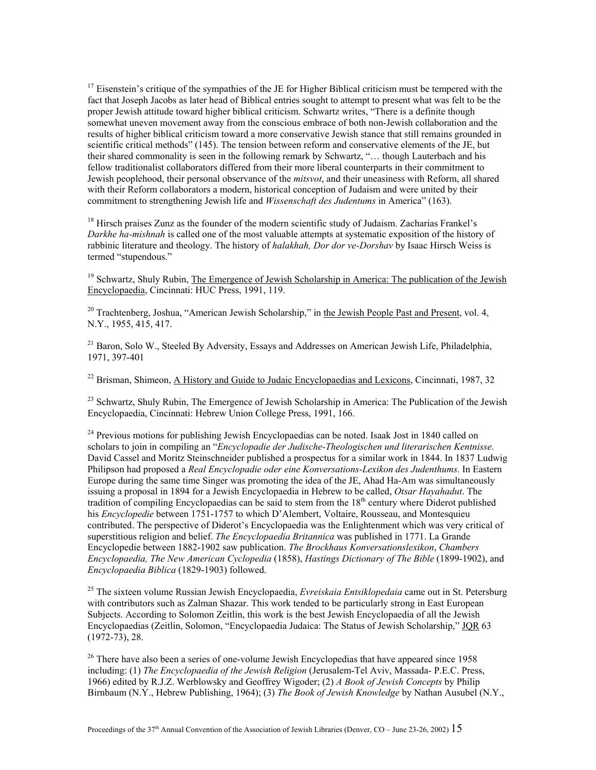[17] Eisenstein's critique of the sympathies of the JE for Higher Biblical criticism must be tempered with the fact that Joseph Jacobs as later head of Biblical entries sought to attempt to present what was felt to be the proper Jewish attitude toward higher biblical criticism. Schwartz writes, "There is a definite though somewhat uneven movement away from the conscious embrace of both non-Jewish collaboration and the results of higher biblical criticism toward a more conservative Jewish stance that still remains grounded in scientific critical methods" (145). The tension between reform and conservative elements of the JE, but their shared commonality is seen in the following remark by Schwartz, "… though Lauterbach and his fellow traditionalist collaborators differed from their more liberal counterparts in their commitment to Jewish peoplehood, their personal observance of the *mitsvot*, and their uneasiness with Reform, all shared with their Reform collaborators a modern, historical conception of Judaism and were united by their commitment to strengthening Jewish life and *Wissenschaft des Judentums* in America" (163).

[18] Hirsch praises Zunz as the founder of the modern scientific study of Judaism. Zacharias Frankel's *Darkhe ha-mishnah* is called one of the most valuable attempts at systematic exposition of the history of rabbinic literature and theology. The history of *halakhah, Dor dor ve-Dorshav* by Isaac Hirsch Weiss is termed "stupendous."

[19] Schwartz, Shuly Rubin, The Emergence of Jewish Scholarship in America: The publication of the Jewish Encyclopaedia, Cincinnati: HUC Press, 1991, 119.

[20] Trachtenberg, Joshua, "American Jewish Scholarship," in the Jewish People Past and Present, vol. 4, N.Y., 1955, 415, 417.

[21] Baron, Solo W., Steeled By Adversity, Essays and Addresses on American Jewish Life, Philadelphia, 1971, 397-401

[22] Brisman, Shimeon, A History and Guide to Judaic Encyclopaedias and Lexicons, Cincinnati, 1987, 32

[23] Schwartz, Shuly Rubin, The Emergence of Jewish Scholarship in America: The Publication of the Jewish Encyclopaedia, Cincinnati: Hebrew Union College Press, 1991, 166.

[24] Previous motions for publishing Jewish Encyclopaedias can be noted. Isaak Jost in 1840 called on scholars to join in compiling an "*Encyclopadie der Judische-Theologischen und literarischen Kentnisse*. David Cassel and Moritz Steinschneider published a prospectus for a similar work in 1844. In 1837 Ludwig Philipson had proposed a *Real Encyclopadie oder eine Konversations-Lexikon des Judenthums*. In Eastern Europe during the same time Singer was promoting the idea of the JE, Ahad Ha-Am was simultaneously issuing a proposal in 1894 for a Jewish Encyclopaedia in Hebrew to be called, *Otsar Hayahadut*. The tradition of compiling Encyclopaedias can be said to stem from the 18th century where Diderot published his *Encyclopedie* between 1751-1757 to which D'Alembert, Voltaire, Rousseau, and Montesquieu contributed. The perspective of Diderot's Encyclopaedia was the Enlightenment which was very critical of superstitious religion and belief. *The Encyclopaedia Britannica* was published in 1771. La Grande Encyclopedie between 1882-1902 saw publication. *The Brockhaus Konversationslexikon*, *Chambers Encyclopaedia, The New American Cyclopedia* (1858), *Hastings Dictionary of The Bible* (1899-1902), and *Encyclopaedia Biblica* (1829-1903) followed.

[25] The sixteen volume Russian Jewish Encyclopaedia, *Evreiskaia Entsiklopedaia* came out in St. Petersburg with contributors such as Zalman Shazar. This work tended to be particularly strong in East European Subjects. According to Solomon Zeitlin, this work is the best Jewish Encyclopaedia of all the Jewish Encyclopaedias (Zeitlin, Solomon, "Encyclopaedia Judaica: The Status of Jewish Scholarship," JQR 63 (1972-73), 28.

[26] There have also been a series of one-volume Jewish Encyclopedias that have appeared since 1958 including: (1) *The Encyclopaedia of the Jewish Religion* (Jerusalem-Tel Aviv, Massada- P.E.C. Press, 1966) edited by R.J.Z. Werblowsky and Geoffrey Wigoder; (2) *A Book of Jewish Concepts* by Philip Birnbaum (N.Y., Hebrew Publishing, 1964); (3) *The Book of Jewish Knowledge* by Nathan Ausubel (N.Y.,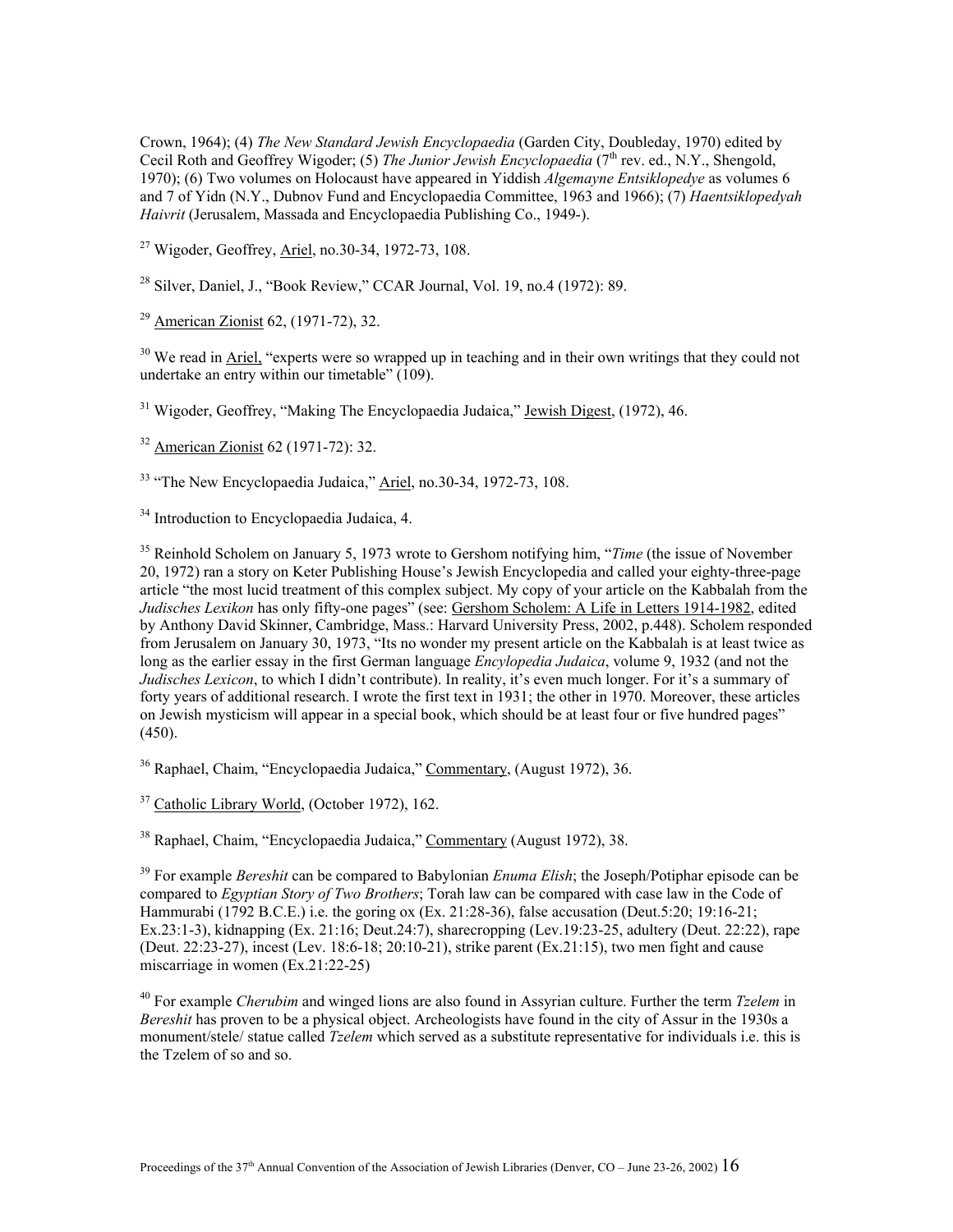Crown, 1964); (4) *The New Standard Jewish Encyclopaedia* (Garden City, Doubleday, 1970) edited by Cecil Roth and Geoffrey Wigoder; (5) *The Junior Jewish Encyclopaedia* (7th rev. ed., N.Y., Shengold, 1970); (6) Two volumes on Holocaust have appeared in Yiddish *Algemayne Entsiklopedye* as volumes 6 and 7 of Yidn (N.Y., Dubnov Fund and Encyclopaedia Committee, 1963 and 1966); (7) *Haentsiklopedyah Haivrit* (Jerusalem, Massada and Encyclopaedia Publishing Co., 1949-).

[27] Wigoder, Geoffrey, Ariel, no.30-34, 1972-73, 108.

[28] Silver, Daniel, J., "Book Review," CCAR Journal, Vol. 19, no.4 (1972): 89.

[29] American Zionist 62, (1971-72), 32.

[30] We read in Ariel, "experts were so wrapped up in teaching and in their own writings that they could not undertake an entry within our timetable" (109).

[31] Wigoder, Geoffrey, "Making The Encyclopaedia Judaica," Jewish Digest, (1972), 46.

[32] American Zionist 62 (1971-72): 32.

[33] "The New Encyclopaedia Judaica," Ariel, no.30-34, 1972-73, 108.

[34] Introduction to Encyclopaedia Judaica, 4.

[35] Reinhold Scholem on January 5, 1973 wrote to Gershom notifying him, "*Time* (the issue of November 20, 1972) ran a story on Keter Publishing House's Jewish Encyclopedia and called your eighty-three-page article "the most lucid treatment of this complex subject. My copy of your article on the Kabbalah from the *Judisches Lexikon* has only fifty-one pages" (see: Gershom Scholem: A Life in Letters 1914-1982, edited by Anthony David Skinner, Cambridge, Mass.: Harvard University Press, 2002, p.448). Scholem responded from Jerusalem on January 30, 1973, "Its no wonder my present article on the Kabbalah is at least twice as long as the earlier essay in the first German language *Encylopedia Judaica*, volume 9, 1932 (and not the *Judisches Lexicon*, to which I didn't contribute). In reality, it's even much longer. For it's a summary of forty years of additional research. I wrote the first text in 1931; the other in 1970. Moreover, these articles on Jewish mysticism will appear in a special book, which should be at least four or five hundred pages" (450).

[36] Raphael, Chaim, "Encyclopaedia Judaica," Commentary, (August 1972), 36.

[37] Catholic Library World, (October 1972), 162.

[38] Raphael, Chaim, "Encyclopaedia Judaica," Commentary (August 1972), 38.

[39] For example *Bereshit* can be compared to Babylonian *Enuma Elish*; the Joseph/Potiphar episode can be compared to *Egyptian Story of Two Brothers*; Torah law can be compared with case law in the Code of Hammurabi (1792 B.C.E.) i.e. the goring ox (Ex. 21:28-36), false accusation (Deut.5:20; 19:16-21; Ex.23:1-3), kidnapping (Ex. 21:16; Deut.24:7), sharecropping (Lev.19:23-25, adultery (Deut. 22:22), rape (Deut. 22:23-27), incest (Lev. 18:6-18; 20:10-21), strike parent (Ex.21:15), two men fight and cause miscarriage in women (Ex.21:22-25)

[40] For example *Cherubim* and winged lions are also found in Assyrian culture. Further the term *Tzelem* in *Bereshit* has proven to be a physical object. Archeologists have found in the city of Assur in the 1930s a monument/stele/ statue called *Tzelem* which served as a substitute representative for individuals i.e. this is the Tzelem of so and so.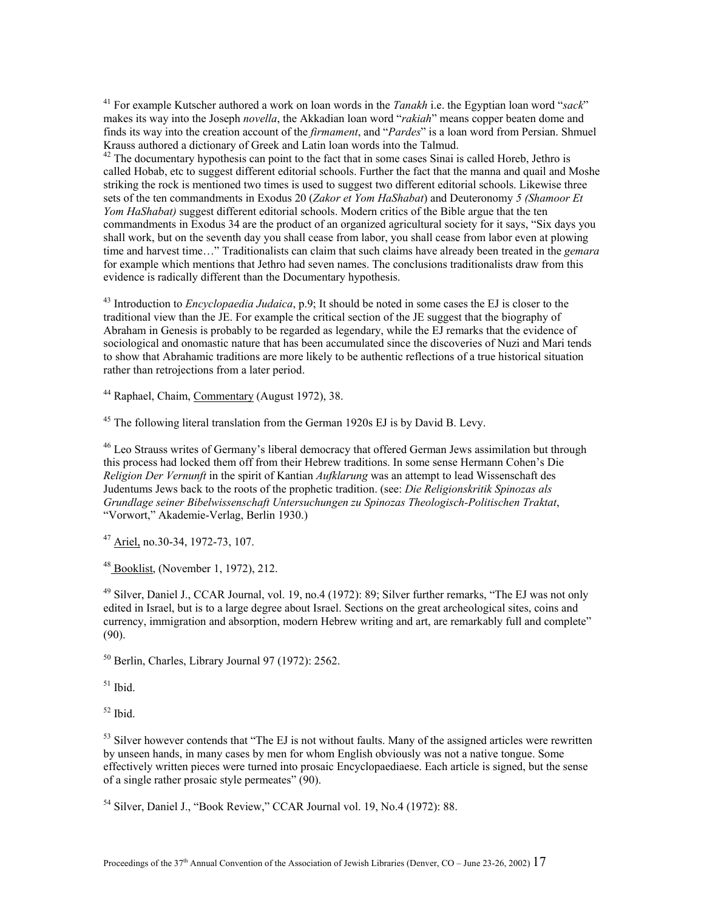[41] For example Kutscher authored a work on loan words in the *Tanakh* i.e. the Egyptian loan word "*sack*" makes its way into the Joseph *novella*, the Akkadian loan word "*rakiah*" means copper beaten dome and finds its way into the creation account of the *firmament*, and "*Pardes*" is a loan word from Persian. Shmuel Krauss authored a dictionary of Greek and Latin loan words into the Talmud.

[42] The documentary hypothesis can point to the fact that in some cases Sinai is called Horeb, Jethro is called Hobab, etc to suggest different editorial schools. Further the fact that the manna and quail and Moshe striking the rock is mentioned two times is used to suggest two different editorial schools. Likewise three sets of the ten commandments in Exodus 20 (*Zakor et Yom HaShabat*) and Deuteronomy *5 (Shamoor Et Yom HaShabat)* suggest different editorial schools. Modern critics of the Bible argue that the ten commandments in Exodus 34 are the product of an organized agricultural society for it says, "Six days you shall work, but on the seventh day you shall cease from labor, you shall cease from labor even at plowing time and harvest time…" Traditionalists can claim that such claims have already been treated in the *gemara* for example which mentions that Jethro had seven names. The conclusions traditionalists draw from this evidence is radically different than the Documentary hypothesis.

[43] Introduction to *Encyclopaedia Judaica*, p.9; It should be noted in some cases the EJ is closer to the traditional view than the JE. For example the critical section of the JE suggest that the biography of Abraham in Genesis is probably to be regarded as legendary, while the EJ remarks that the evidence of sociological and onomastic nature that has been accumulated since the discoveries of Nuzi and Mari tends to show that Abrahamic traditions are more likely to be authentic reflections of a true historical situation rather than retrojections from a later period.

[44] Raphael, Chaim, Commentary (August 1972), 38.

[45] The following literal translation from the German 1920s EJ is by David B. Levy.

[46] Leo Strauss writes of Germany's liberal democracy that offered German Jews assimilation but through this process had locked them off from their Hebrew traditions. In some sense Hermann Cohen's Die *Religion Der Vernunft* in the spirit of Kantian *Aufklarung* was an attempt to lead Wissenschaft des Judentums Jews back to the roots of the prophetic tradition. (see: *Die Religionskritik Spinozas als Grundlage seiner Bibelwissenschaft Untersuchungen zu Spinozas Theologisch-Politischen Traktat*, "Vorwort," Akademie-Verlag, Berlin 1930.)

[47] Ariel, no.30-34, 1972-73, 107.

[48] Booklist, (November 1, 1972), 212.

[49] Silver, Daniel J., CCAR Journal, vol. 19, no.4 (1972): 89; Silver further remarks, "The EJ was not only edited in Israel, but is to a large degree about Israel. Sections on the great archeological sites, coins and currency, immigration and absorption, modern Hebrew writing and art, are remarkably full and complete" (90).

[50] Berlin, Charles, Library Journal 97 (1972): 2562.

[51] Ibid.

[52] Ibid.

[53] Silver however contends that "The EJ is not without faults. Many of the assigned articles were rewritten by unseen hands, in many cases by men for whom English obviously was not a native tongue. Some effectively written pieces were turned into prosaic Encyclopaediaese. Each article is signed, but the sense of a single rather prosaic style permeates" (90).

[54] Silver, Daniel J., "Book Review," CCAR Journal vol. 19, No.4 (1972): 88.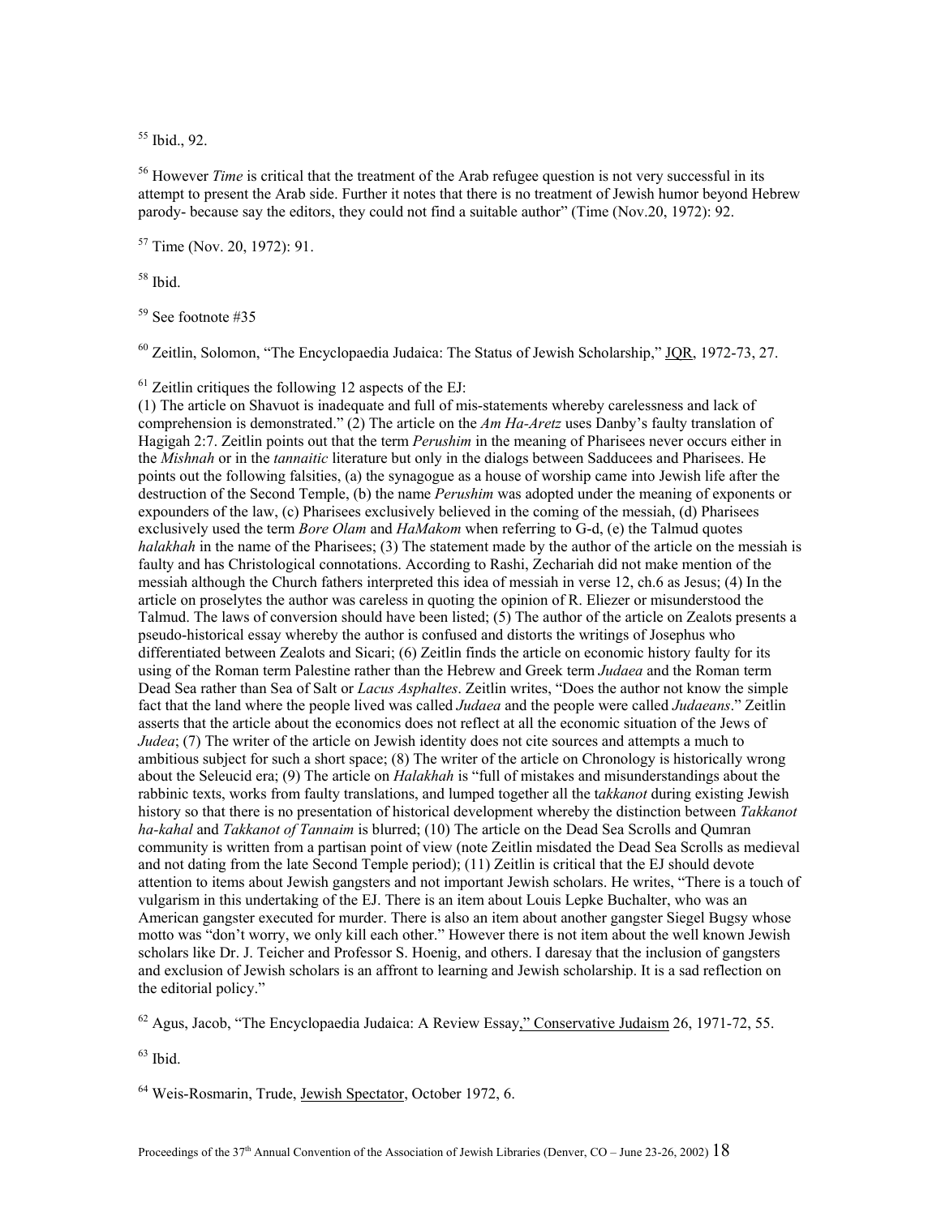[55] Ibid., 92.

[56] However *Time* is critical that the treatment of the Arab refugee question is not very successful in its attempt to present the Arab side. Further it notes that there is no treatment of Jewish humor beyond Hebrew parody- because say the editors, they could not find a suitable author" (Time (Nov.20, 1972): 92.

[57] Time (Nov. 20, 1972): 91.

[58] Ibid.

[59] See footnote #35

[60] Zeitlin, Solomon, "The Encyclopaedia Judaica: The Status of Jewish Scholarship," JQR, 1972-73, 27.

[61] Zeitlin critiques the following 12 aspects of the EJ:
(1) The article on Shavuot is inadequate and full of mis-statements whereby carelessness and lack of comprehension is demonstrated." (2) The article on the *Am Ha-Aretz* uses Danby's faulty translation of Hagigah 2:7. Zeitlin points out that the term *Perushim* in the meaning of Pharisees never occurs either in the *Mishnah* or in the *tannaitic* literature but only in the dialogs between Sadducees and Pharisees. He points out the following falsities, (a) the synagogue as a house of worship came into Jewish life after the destruction of the Second Temple, (b) the name *Perushim* was adopted under the meaning of exponents or expounders of the law, (c) Pharisees exclusively believed in the coming of the messiah, (d) Pharisees exclusively used the term *Bore Olam* and *HaMakom* when referring to G-d, (e) the Talmud quotes *halakhah* in the name of the Pharisees; (3) The statement made by the author of the article on the messiah is faulty and has Christological connotations. According to Rashi, Zechariah did not make mention of the messiah although the Church fathers interpreted this idea of messiah in verse 12, ch.6 as Jesus; (4) In the article on proselytes the author was careless in quoting the opinion of R. Eliezer or misunderstood the Talmud. The laws of conversion should have been listed; (5) The author of the article on Zealots presents a pseudo-historical essay whereby the author is confused and distorts the writings of Josephus who differentiated between Zealots and Sicari; (6) Zeitlin finds the article on economic history faulty for its using of the Roman term Palestine rather than the Hebrew and Greek term *Judaea* and the Roman term Dead Sea rather than Sea of Salt or *Lacus Asphaltes*. Zeitlin writes, "Does the author not know the simple fact that the land where the people lived was called *Judaea* and the people were called *Judaeans*." Zeitlin asserts that the article about the economics does not reflect at all the economic situation of the Jews of *Judea*; (7) The writer of the article on Jewish identity does not cite sources and attempts a much to ambitious subject for such a short space; (8) The writer of the article on Chronology is historically wrong about the Seleucid era; (9) The article on *Halakhah* is "full of mistakes and misunderstandings about the rabbinic texts, works from faulty translations, and lumped together all the t*akkanot* during existing Jewish history so that there is no presentation of historical development whereby the distinction between *Takkanot ha-kahal* and *Takkanot of Tannaim* is blurred; (10) The article on the Dead Sea Scrolls and Qumran community is written from a partisan point of view (note Zeitlin misdated the Dead Sea Scrolls as medieval and not dating from the late Second Temple period); (11) Zeitlin is critical that the EJ should devote attention to items about Jewish gangsters and not important Jewish scholars. He writes, "There is a touch of vulgarism in this undertaking of the EJ. There is an item about Louis Lepke Buchalter, who was an American gangster executed for murder. There is also an item about another gangster Siegel Bugsy whose motto was "don't worry, we only kill each other." However there is not item about the well known Jewish scholars like Dr. J. Teicher and Professor S. Hoenig, and others. I daresay that the inclusion of gangsters and exclusion of Jewish scholars is an affront to learning and Jewish scholarship. It is a sad reflection on the editorial policy."

[62] Agus, Jacob, "The Encyclopaedia Judaica: A Review Essay," Conservative Judaism 26, 1971-72, 55.

[63] Ibid.

[64] Weis-Rosmarin, Trude, Jewish Spectator, October 1972, 6.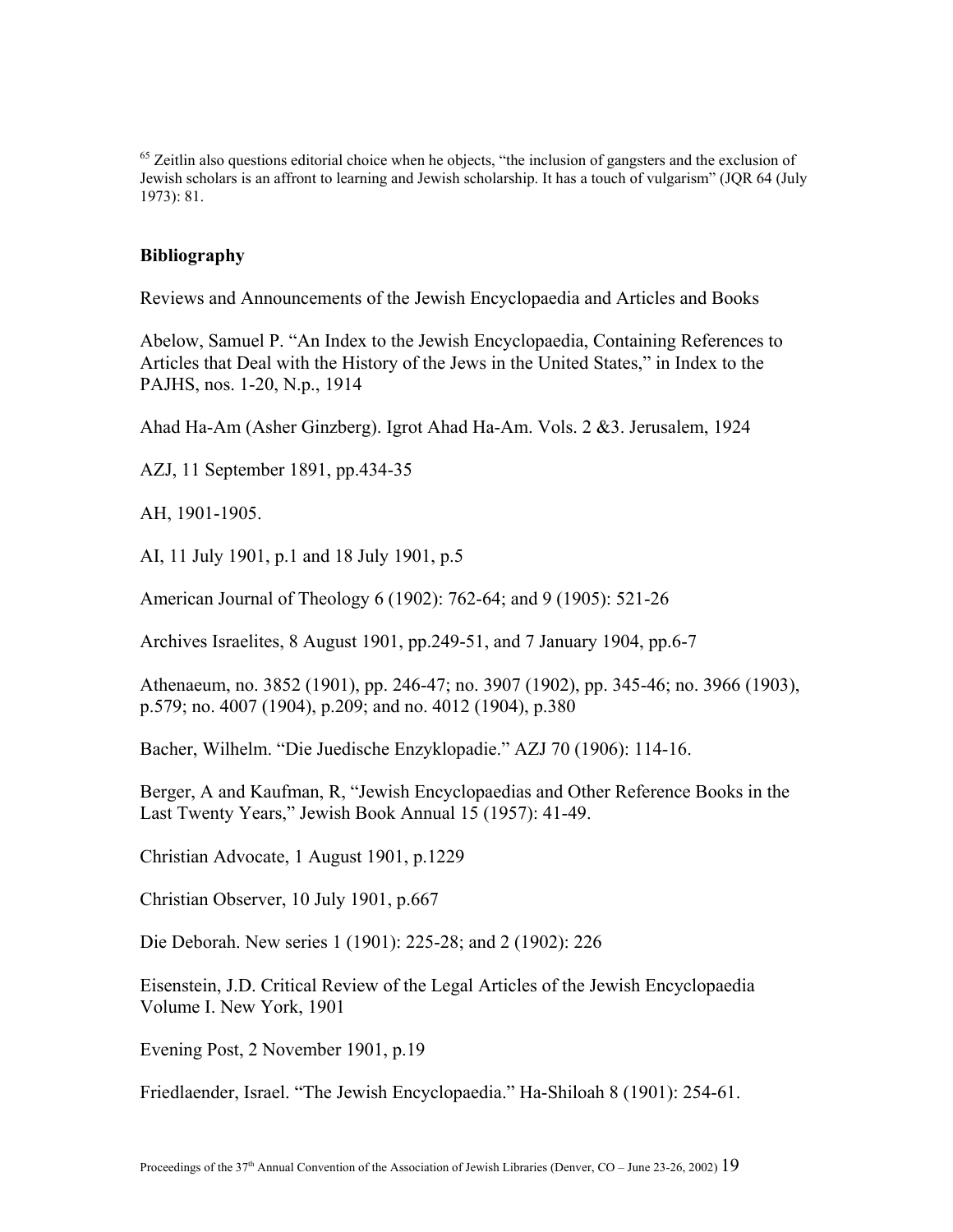[65] Zeitlin also questions editorial choice when he objects, "the inclusion of gangsters and the exclusion of Jewish scholars is an affront to learning and Jewish scholarship. It has a touch of vulgarism" (JQR 64 (July 1973): 81.

## Bibliography

Reviews and Announcements of the Jewish Encyclopaedia and Articles and Books

Abelow, Samuel P. "An Index to the Jewish Encyclopaedia, Containing References to Articles that Deal with the History of the Jews in the United States," in Index to the PAJHS, nos. 1-20, N.p., 1914

Ahad Ha-Am (Asher Ginzberg). Igrot Ahad Ha-Am. Vols. 2 &3. Jerusalem, 1924

AZJ, 11 September 1891, pp.434-35

AH, 1901-1905.

AI, 11 July 1901, p.1 and 18 July 1901, p.5

American Journal of Theology 6 (1902): 762-64; and 9 (1905): 521-26

Archives Israelites, 8 August 1901, pp.249-51, and 7 January 1904, pp.6-7

Athenaeum, no. 3852 (1901), pp. 246-47; no. 3907 (1902), pp. 345-46; no. 3966 (1903), p.579; no. 4007 (1904), p.209; and no. 4012 (1904), p.380

Bacher, Wilhelm. "Die Juedische Enzyklopadie." AZJ 70 (1906): 114-16.

Berger, A and Kaufman, R, "Jewish Encyclopaedias and Other Reference Books in the Last Twenty Years," Jewish Book Annual 15 (1957): 41-49.

Christian Advocate, 1 August 1901, p.1229

Christian Observer, 10 July 1901, p.667

Die Deborah. New series 1 (1901): 225-28; and 2 (1902): 226

Eisenstein, J.D. Critical Review of the Legal Articles of the Jewish Encyclopaedia Volume I. New York, 1901

Evening Post, 2 November 1901, p.19

Friedlaender, Israel. "The Jewish Encyclopaedia." Ha-Shiloah 8 (1901): 254-61.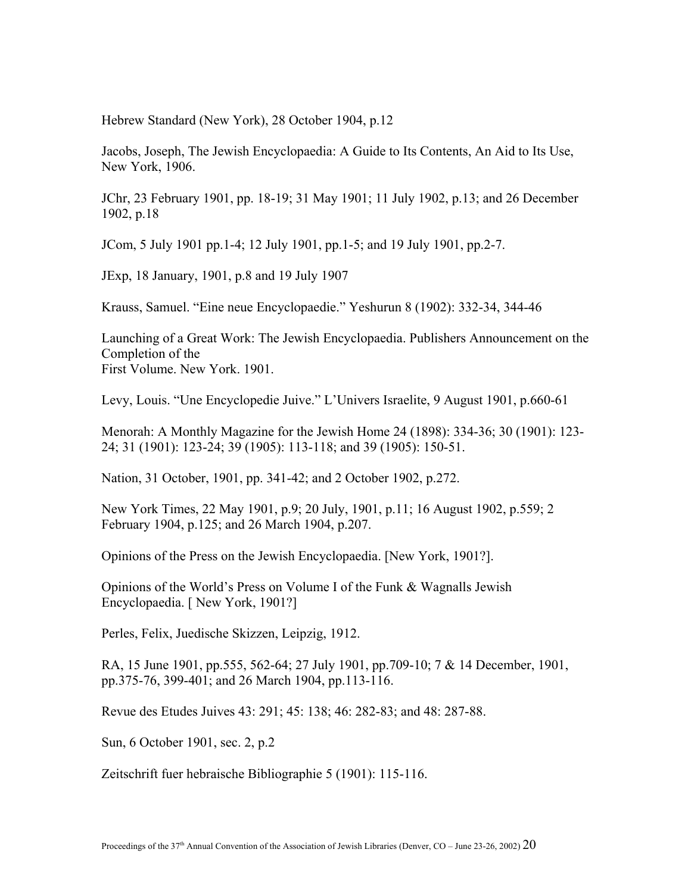Hebrew Standard (New York), 28 October 1904, p.12

Jacobs, Joseph, The Jewish Encyclopaedia: A Guide to Its Contents, An Aid to Its Use, New York, 1906.

JChr, 23 February 1901, pp. 18-19; 31 May 1901; 11 July 1902, p.13; and 26 December 1902, p.18

JCom, 5 July 1901 pp.1-4; 12 July 1901, pp.1-5; and 19 July 1901, pp.2-7.

JExp, 18 January, 1901, p.8 and 19 July 1907

Krauss, Samuel. "Eine neue Encyclopaedie." Yeshurun 8 (1902): 332-34, 344-46

Launching of a Great Work: The Jewish Encyclopaedia. Publishers Announcement on the Completion of the
First Volume. New York. 1901.

Levy, Louis. "Une Encyclopedie Juive." L'Univers Israelite, 9 August 1901, p.660-61

Menorah: A Monthly Magazine for the Jewish Home 24 (1898): 334-36; 30 (1901): 123-24; 31 (1901): 123-24; 39 (1905): 113-118; and 39 (1905): 150-51.

Nation, 31 October, 1901, pp. 341-42; and 2 October 1902, p.272.

New York Times, 22 May 1901, p.9; 20 July, 1901, p.11; 16 August 1902, p.559; 2 February 1904, p.125; and 26 March 1904, p.207.

Opinions of the Press on the Jewish Encyclopaedia. [New York, 1901?].

Opinions of the World's Press on Volume I of the Funk & Wagnalls Jewish Encyclopaedia. [ New York, 1901?]

Perles, Felix, Juedische Skizzen, Leipzig, 1912.

RA, 15 June 1901, pp.555, 562-64; 27 July 1901, pp.709-10; 7 & 14 December, 1901, pp.375-76, 399-401; and 26 March 1904, pp.113-116.

Revue des Etudes Juives 43: 291; 45: 138; 46: 282-83; and 48: 287-88.

Sun, 6 October 1901, sec. 2, p.2

Zeitschrift fuer hebraische Bibliographie 5 (1901): 115-116.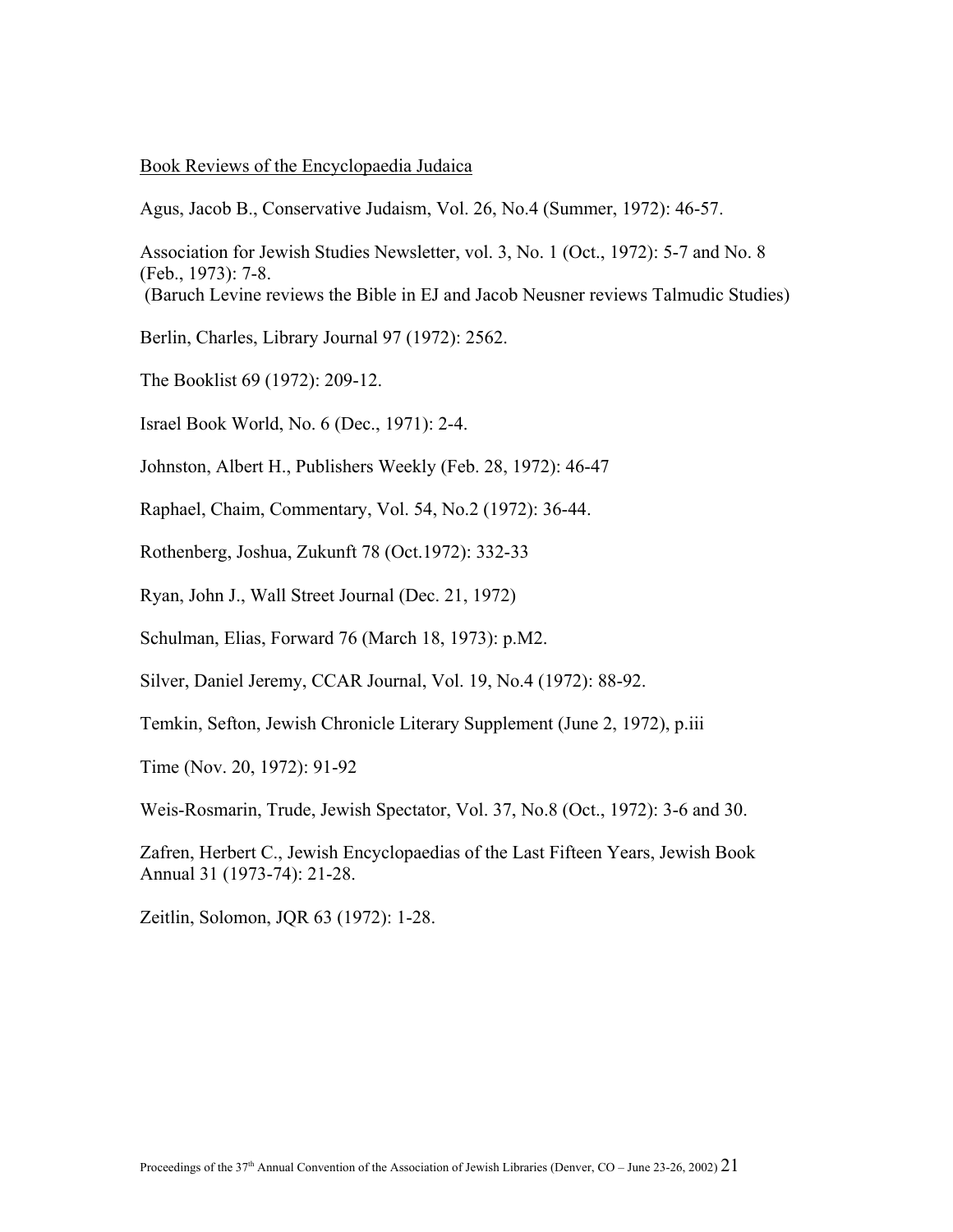Book Reviews of the Encyclopaedia Judaica

Agus, Jacob B., Conservative Judaism, Vol. 26, No.4 (Summer, 1972): 46-57.

Association for Jewish Studies Newsletter, vol. 3, No. 1 (Oct., 1972): 5-7 and No. 8 (Feb., 1973): 7-8.
(Baruch Levine reviews the Bible in EJ and Jacob Neusner reviews Talmudic Studies)

Berlin, Charles, Library Journal 97 (1972): 2562.

The Booklist 69 (1972): 209-12.

Israel Book World, No. 6 (Dec., 1971): 2-4.

Johnston, Albert H., Publishers Weekly (Feb. 28, 1972): 46-47

Raphael, Chaim, Commentary, Vol. 54, No.2 (1972): 36-44.

Rothenberg, Joshua, Zukunft 78 (Oct.1972): 332-33

Ryan, John J., Wall Street Journal (Dec. 21, 1972)

Schulman, Elias, Forward 76 (March 18, 1973): p.M2.

Silver, Daniel Jeremy, CCAR Journal, Vol. 19, No.4 (1972): 88-92.

Temkin, Sefton, Jewish Chronicle Literary Supplement (June 2, 1972), p.iii

Time (Nov. 20, 1972): 91-92

Weis-Rosmarin, Trude, Jewish Spectator, Vol. 37, No.8 (Oct., 1972): 3-6 and 30.

Zafren, Herbert C., Jewish Encyclopaedias of the Last Fifteen Years, Jewish Book Annual 31 (1973-74): 21-28.

Zeitlin, Solomon, JQR 63 (1972): 1-28.